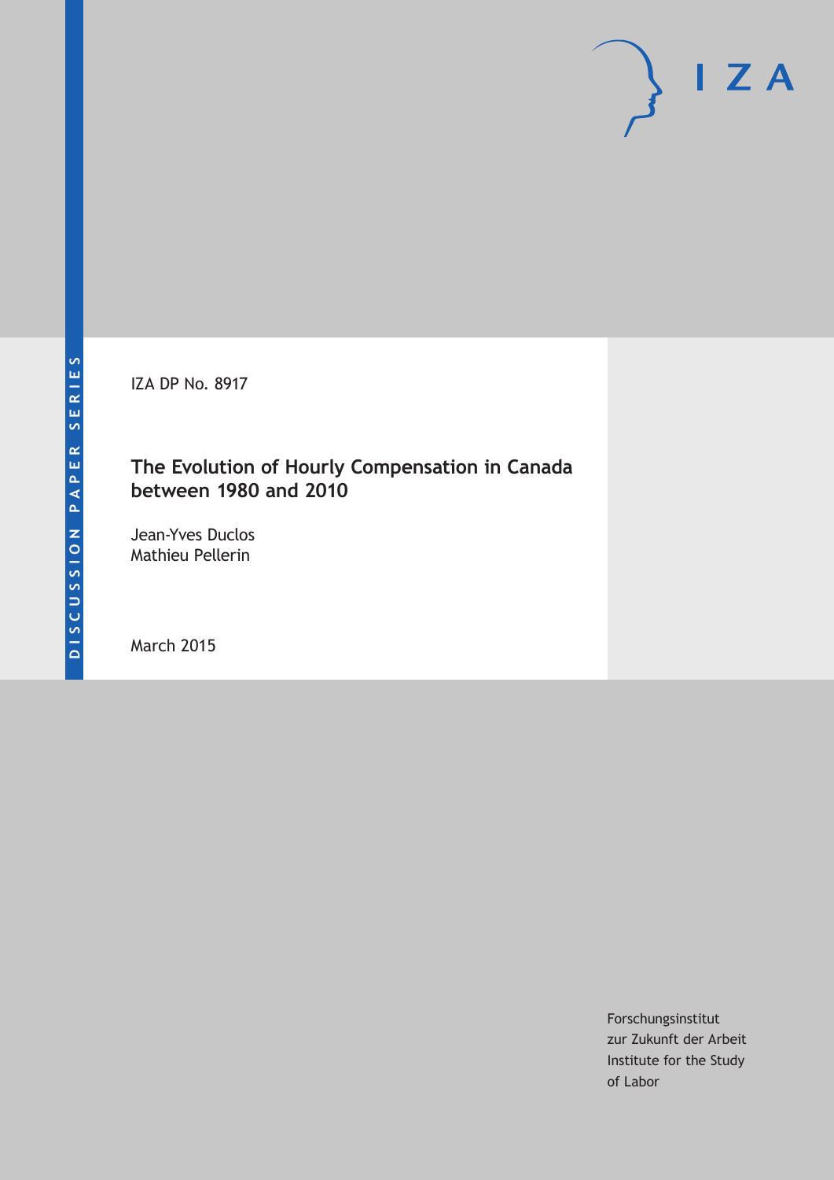DISCUSSION PAPER SERIES

IZA DP No. 8917

# The Evolution of Hourly Compensation in Canada between 1980 and 2010

Jean-Yves Duclos
Mathieu Pellerin

March 2015

Forschungsinstitut
zur Zukunft der Arbeit
Institute for the Study
of Labor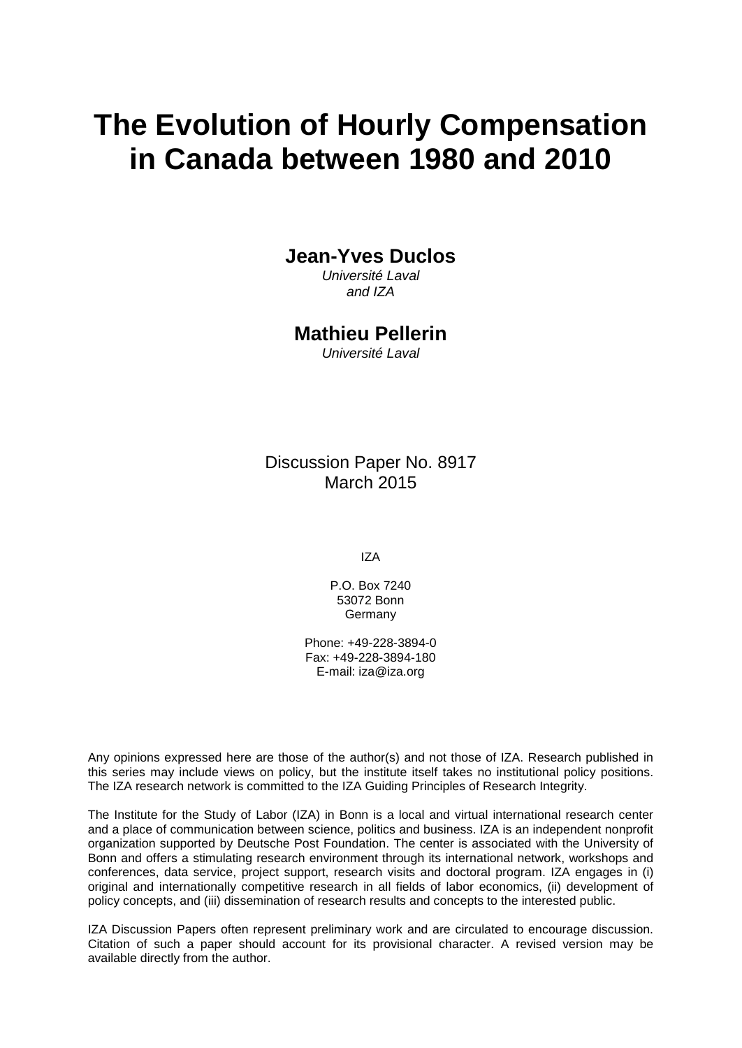# The Evolution of Hourly Compensation in Canada between 1980 and 2010

**Jean-Yves Duclos**
*Université Laval and IZA*

**Mathieu Pellerin**
*Université Laval*

Discussion Paper No. 8917
March 2015

IZA

P.O. Box 7240
53072 Bonn
Germany

Phone: +49-228-3894-0
Fax: +49-228-3894-180
E-mail: iza@iza.org

Any opinions expressed here are those of the author(s) and not those of IZA. Research published in this series may include views on policy, but the institute itself takes no institutional policy positions. The IZA research network is committed to the IZA Guiding Principles of Research Integrity.

The Institute for the Study of Labor (IZA) in Bonn is a local and virtual international research center and a place of communication between science, politics and business. IZA is an independent nonprofit organization supported by Deutsche Post Foundation. The center is associated with the University of Bonn and offers a stimulating research environment through its international network, workshops and conferences, data service, project support, research visits and doctoral program. IZA engages in (i) original and internationally competitive research in all fields of labor economics, (ii) development of policy concepts, and (iii) dissemination of research results and concepts to the interested public.

IZA Discussion Papers often represent preliminary work and are circulated to encourage discussion. Citation of such a paper should account for its provisional character. A revised version may be available directly from the author.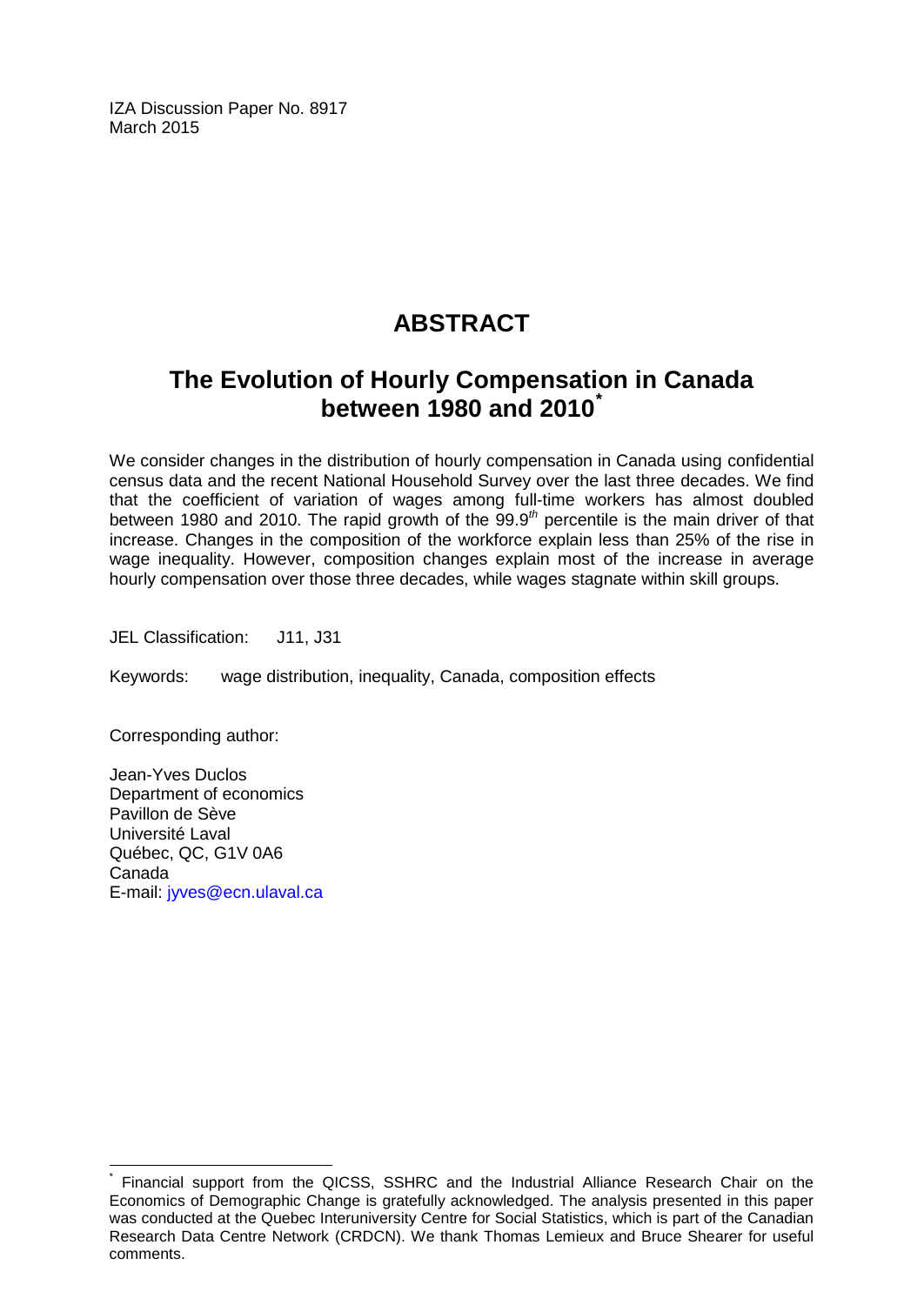IZA Discussion Paper No. 8917
March 2015

# ABSTRACT

## The Evolution of Hourly Compensation in Canada between 1980 and 2010[*]

We consider changes in the distribution of hourly compensation in Canada using confidential census data and the recent National Household Survey over the last three decades. We find that the coefficient of variation of wages among full-time workers has almost doubled between 1980 and 2010. The rapid growth of the 99.9$^{th}$ percentile is the main driver of that increase. Changes in the composition of the workforce explain less than 25% of the rise in wage inequality. However, composition changes explain most of the increase in average hourly compensation over those three decades, while wages stagnate within skill groups.

JEL Classification: J11, J31

Keywords: wage distribution, inequality, Canada, composition effects

Corresponding author:

Jean-Yves Duclos
Department of economics
Pavillon de Sève
Université Laval
Québec, QC, G1V 0A6
Canada
E-mail: jyves@ecn.ulaval.ca

[*] Financial support from the QICSS, SSHRC and the Industrial Alliance Research Chair on the Economics of Demographic Change is gratefully acknowledged. The analysis presented in this paper was conducted at the Quebec Interuniversity Centre for Social Statistics, which is part of the Canadian Research Data Centre Network (CRDCN). We thank Thomas Lemieux and Bruce Shearer for useful comments.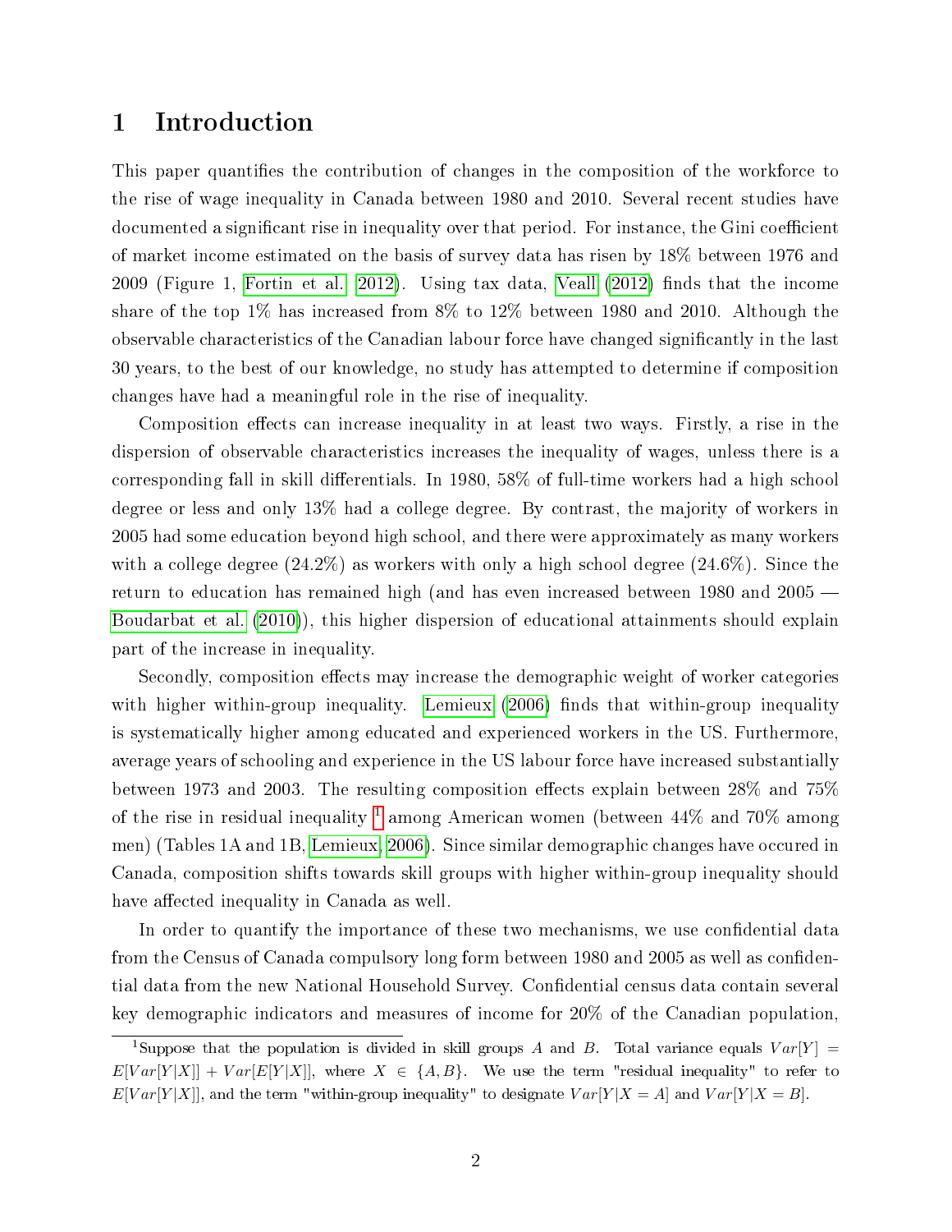# 1 Introduction

This paper quantifies the contribution of changes in the composition of the workforce to the rise of wage inequality in Canada between 1980 and 2010. Several recent studies have documented a significant rise in inequality over that period. For instance, the Gini coefficient of market income estimated on the basis of survey data has risen by 18% between 1976 and 2009 (Figure 1, Fortin et al. 2012). Using tax data, Veall (2012) finds that the income share of the top 1% has increased from 8% to 12% between 1980 and 2010. Although the observable characteristics of the Canadian labour force have changed significantly in the last 30 years, to the best of our knowledge, no study has attempted to determine if composition changes have had a meaningful role in the rise of inequality.

Composition effects can increase inequality in at least two ways. Firstly, a rise in the dispersion of observable characteristics increases the inequality of wages, unless there is a corresponding fall in skill differentials. In 1980, 58% of full-time workers had a high school degree or less and only 13% had a college degree. By contrast, the majority of workers in 2005 had some education beyond high school, and there were approximately as many workers with a college degree (24.2%) as workers with only a high school degree (24.6%). Since the return to education has remained high (and has even increased between 1980 and 2005 — Boudarbat et al. (2010)), this higher dispersion of educational attainments should explain part of the increase in inequality.

Secondly, composition effects may increase the demographic weight of worker categories with higher within-group inequality. Lemieux (2006) finds that within-group inequality is systematically higher among educated and experienced workers in the US. Furthermore, average years of schooling and experience in the US labour force have increased substantially between 1973 and 2003. The resulting composition effects explain between 28% and 75% of the rise in residual inequality [1] among American women (between 44% and 70% among men) (Tables 1A and 1B, Lemieux, 2006). Since similar demographic changes have occured in Canada, composition shifts towards skill groups with higher within-group inequality should have affected inequality in Canada as well.

In order to quantify the importance of these two mechanisms, we use confidential data from the Census of Canada compulsory long form between 1980 and 2005 as well as confidential data from the new National Household Survey. Confidential census data contain several key demographic indicators and measures of income for 20% of the Canadian population,

[1] Suppose that the population is divided in skill groups $A$ and $B$. Total variance equals $Var[Y] = E[Var[Y|X]] + Var[E[Y|X]]$, where $X \in \{A, B\}$. We use the term "residual inequality" to refer to $E[Var[Y|X]]$, and the term "within-group inequality" to designate $Var[Y|X = A]$ and $Var[Y|X = B]$.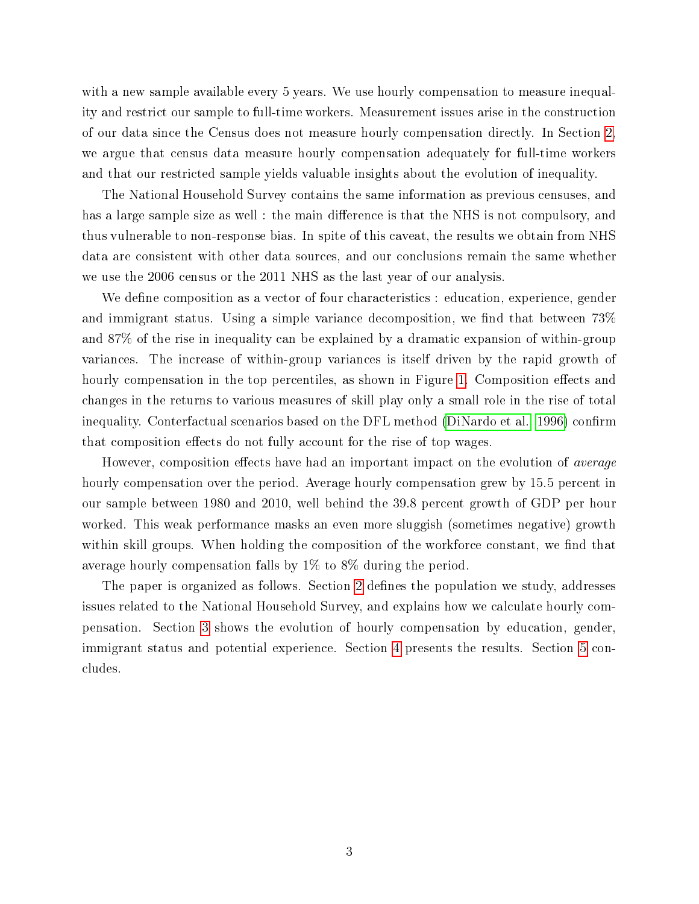with a new sample available every 5 years. We use hourly compensation to measure inequality and restrict our sample to full-time workers. Measurement issues arise in the construction of our data since the Census does not measure hourly compensation directly. In Section 2, we argue that census data measure hourly compensation adequately for full-time workers and that our restricted sample yields valuable insights about the evolution of inequality.

The National Household Survey contains the same information as previous censuses, and has a large sample size as well : the main difference is that the NHS is not compulsory, and thus vulnerable to non-response bias. In spite of this caveat, the results we obtain from NHS data are consistent with other data sources, and our conclusions remain the same whether we use the 2006 census or the 2011 NHS as the last year of our analysis.

We define composition as a vector of four characteristics : education, experience, gender and immigrant status. Using a simple variance decomposition, we find that between 73% and 87% of the rise in inequality can be explained by a dramatic expansion of within-group variances. The increase of within-group variances is itself driven by the rapid growth of hourly compensation in the top percentiles, as shown in Figure 1. Composition effects and changes in the returns to various measures of skill play only a small role in the rise of total inequality. Conterfactual scenarios based on the DFL method (DiNardo et al., 1996) confirm that composition effects do not fully account for the rise of top wages.

However, composition effects have had an important impact on the evolution of *average* hourly compensation over the period. Average hourly compensation grew by 15.5 percent in our sample between 1980 and 2010, well behind the 39.8 percent growth of GDP per hour worked. This weak performance masks an even more sluggish (sometimes negative) growth within skill groups. When holding the composition of the workforce constant, we find that average hourly compensation falls by 1% to 8% during the period.

The paper is organized as follows. Section 2 defines the population we study, addresses issues related to the National Household Survey, and explains how we calculate hourly compensation. Section 3 shows the evolution of hourly compensation by education, gender, immigrant status and potential experience. Section 4 presents the results. Section 5 concludes.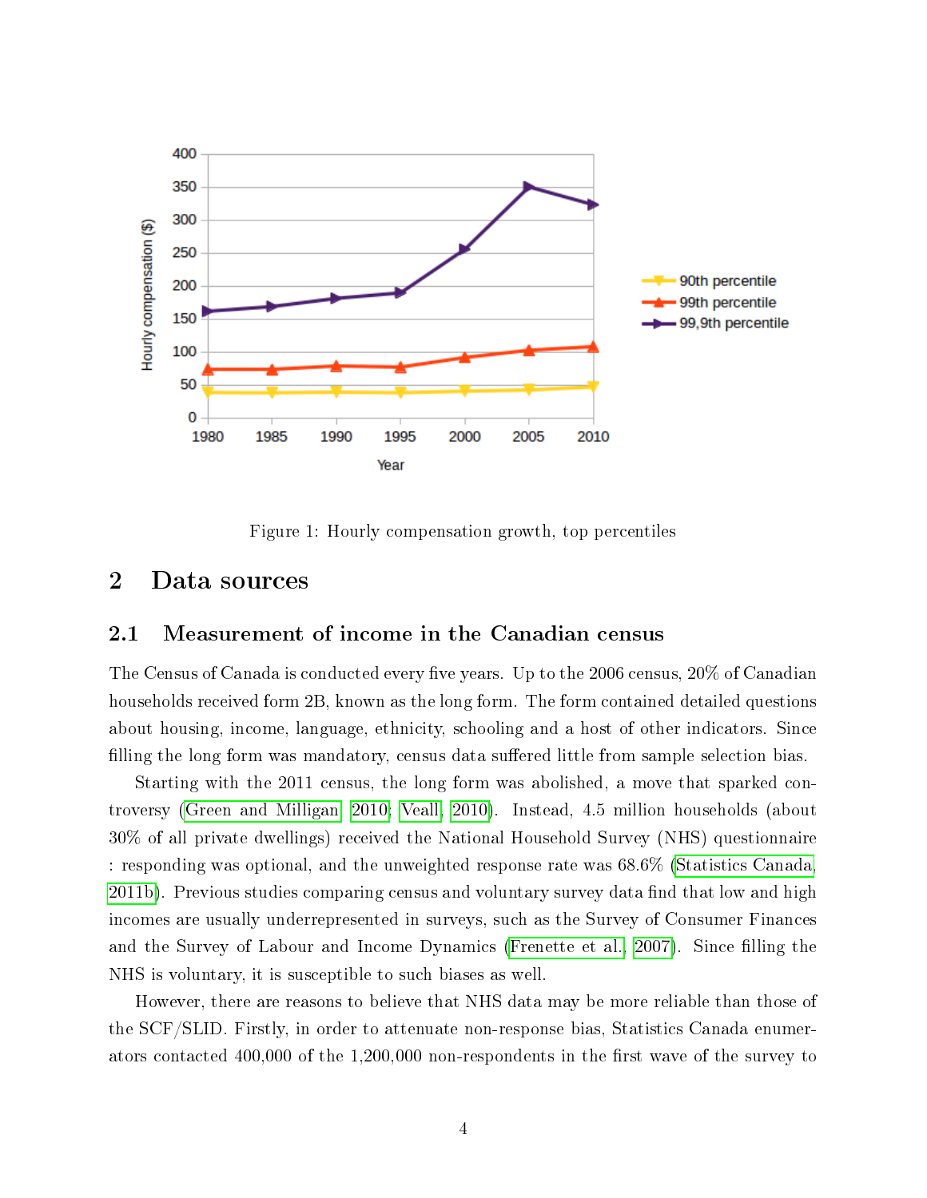Figure 1: Hourly compensation growth, top percentiles

## 2 Data sources

### 2.1 Measurement of income in the Canadian census

The Census of Canada is conducted every five years. Up to the 2006 census, 20% of Canadian households received form 2B, known as the long form. The form contained detailed questions about housing, income, language, ethnicity, schooling and a host of other indicators. Since filling the long form was mandatory, census data suffered little from sample selection bias.

Starting with the 2011 census, the long form was abolished, a move that sparked controversy (Green and Milligan 2010; Veall 2010). Instead, 4.5 million households (about 30% of all private dwellings) received the National Household Survey (NHS) questionnaire : responding was optional, and the unweighted response rate was 68.6% (Statistics Canada 2011b). Previous studies comparing census and voluntary survey data find that low and high incomes are usually underrepresented in surveys, such as the Survey of Consumer Finances and the Survey of Labour and Income Dynamics (Frenette et al. 2007). Since filling the NHS is voluntary, it is susceptible to such biases as well.

However, there are reasons to believe that NHS data may be more reliable than those of the SCF/SLID. Firstly, in order to attenuate non-response bias, Statistics Canada enumerators contacted 400,000 of the 1,200,000 non-respondents in the first wave of the survey to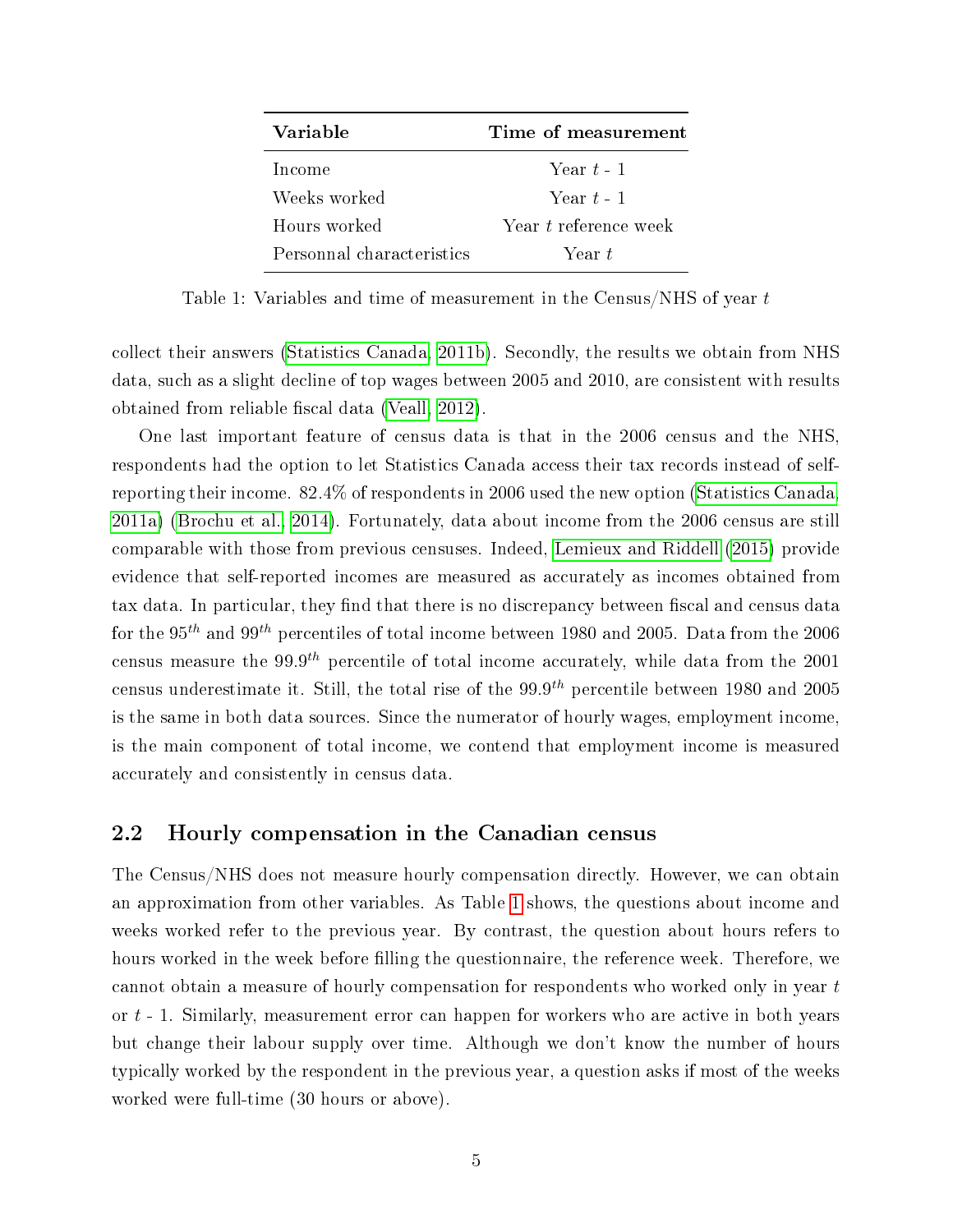| Variable | Time of measurement |
|---|---|
| Income | Year $t$ - 1 |
| Weeks worked | Year $t$ - 1 |
| Hours worked | Year $t$ reference week |
| Personnal characteristics | Year $t$ |

Table 1: Variables and time of measurement in the Census/NHS of year $t$

collect their answers (Statistics Canada, 2011b). Secondly, the results we obtain from NHS data, such as a slight decline of top wages between 2005 and 2010, are consistent with results obtained from reliable fiscal data (Veall, 2012).

One last important feature of census data is that in the 2006 census and the NHS, respondents had the option to let Statistics Canada access their tax records instead of self-reporting their income. 82.4% of respondents in 2006 used the new option (Statistics Canada, 2011a) (Brochu et al., 2014). Fortunately, data about income from the 2006 census are still comparable with those from previous censuses. Indeed, Lemieux and Riddell (2015) provide evidence that self-reported incomes are measured as accurately as incomes obtained from tax data. In particular, they find that there is no discrepancy between fiscal and census data for the $95^{th}$ and $99^{th}$ percentiles of total income between 1980 and 2005. Data from the 2006 census measure the $99.9^{th}$ percentile of total income accurately, while data from the 2001 census underestimate it. Still, the total rise of the $99.9^{th}$ percentile between 1980 and 2005 is the same in both data sources. Since the numerator of hourly wages, employment income, is the main component of total income, we contend that employment income is measured accurately and consistently in census data.

## 2.2 Hourly compensation in the Canadian census

The Census/NHS does not measure hourly compensation directly. However, we can obtain an approximation from other variables. As Table 1 shows, the questions about income and weeks worked refer to the previous year. By contrast, the question about hours refers to hours worked in the week before filling the questionnaire, the reference week. Therefore, we cannot obtain a measure of hourly compensation for respondents who worked only in year $t$ or $t$ - 1. Similarly, measurement error can happen for workers who are active in both years but change their labour supply over time. Although we don't know the number of hours typically worked by the respondent in the previous year, a question asks if most of the weeks worked were full-time (30 hours or above).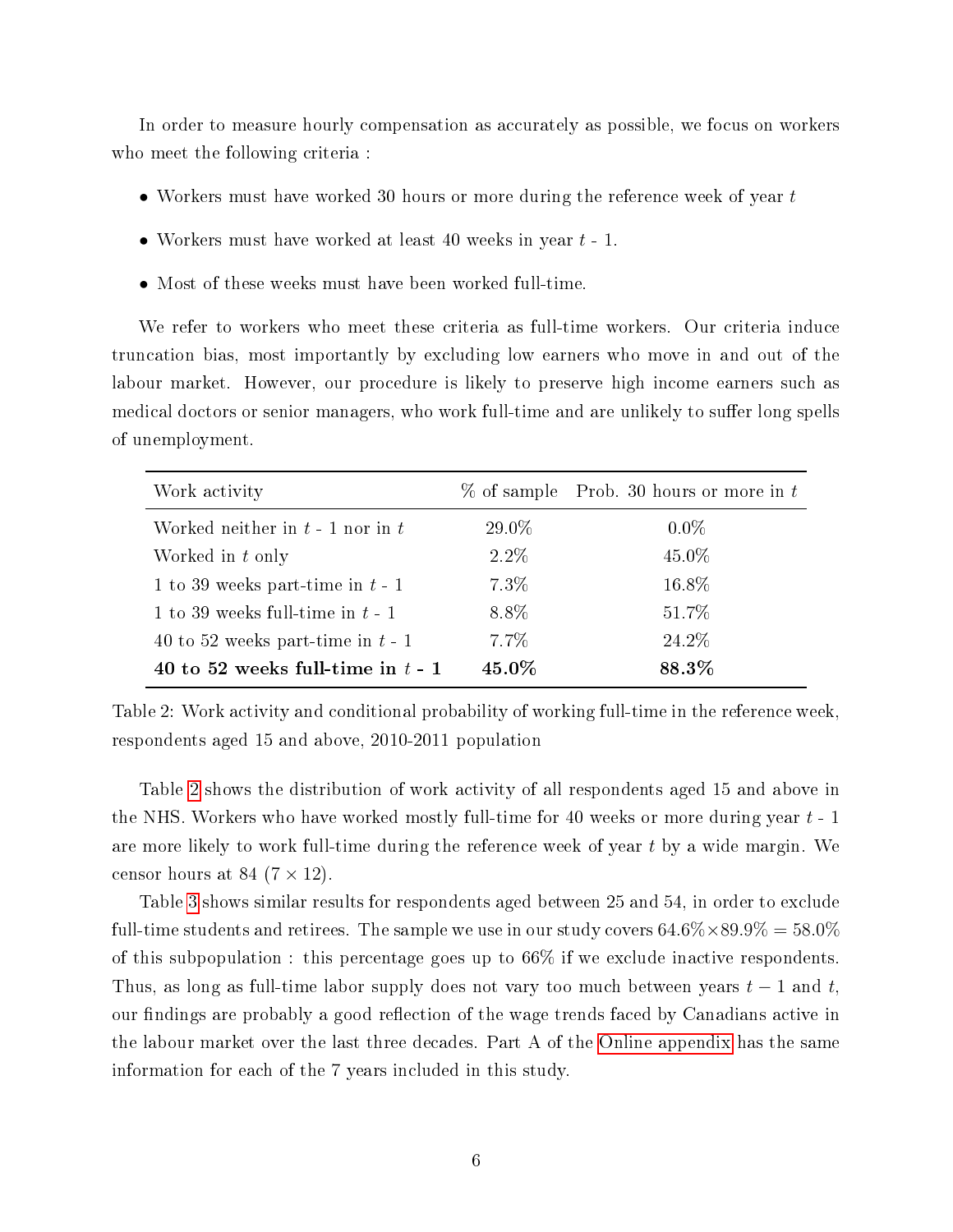In order to measure hourly compensation as accurately as possible, we focus on workers who meet the following criteria :

- Workers must have worked 30 hours or more during the reference week of year $t$
- Workers must have worked at least 40 weeks in year $t$ - 1.
- Most of these weeks must have been worked full-time.

We refer to workers who meet these criteria as full-time workers. Our criteria induce truncation bias, most importantly by excluding low earners who move in and out of the labour market. However, our procedure is likely to preserve high income earners such as medical doctors or senior managers, who work full-time and are unlikely to suffer long spells of unemployment.

| Work activity | % of sample | Prob. 30 hours or more in $t$ |
|---|---|---|
| Worked neither in $t$ - 1 nor in $t$ | 29.0% | 0.0% |
| Worked in $t$ only | 2.2% | 45.0% |
| 1 to 39 weeks part-time in $t$ - 1 | 7.3% | 16.8% |
| 1 to 39 weeks full-time in $t$ - 1 | 8.8% | 51.7% |
| 40 to 52 weeks part-time in $t$ - 1 | 7.7% | 24.2% |
| **40 to 52 weeks full-time in $t$ - 1** | **45.0%** | **88.3%** |

Table 2: Work activity and conditional probability of working full-time in the reference week, respondents aged 15 and above, 2010-2011 population

Table 2 shows the distribution of work activity of all respondents aged 15 and above in the NHS. Workers who have worked mostly full-time for 40 weeks or more during year $t$ - 1 are more likely to work full-time during the reference week of year $t$ by a wide margin. We censor hours at 84 ($7 \times 12$).

Table 3 shows similar results for respondents aged between 25 and 54, in order to exclude full-time students and retirees. The sample we use in our study covers $64.6\% \times 89.9\% = 58.0\%$ of this subpopulation : this percentage goes up to 66% if we exclude inactive respondents. Thus, as long as full-time labor supply does not vary too much between years $t-1$ and $t$, our findings are probably a good reflection of the wage trends faced by Canadians active in the labour market over the last three decades. Part A of the Online appendix has the same information for each of the 7 years included in this study.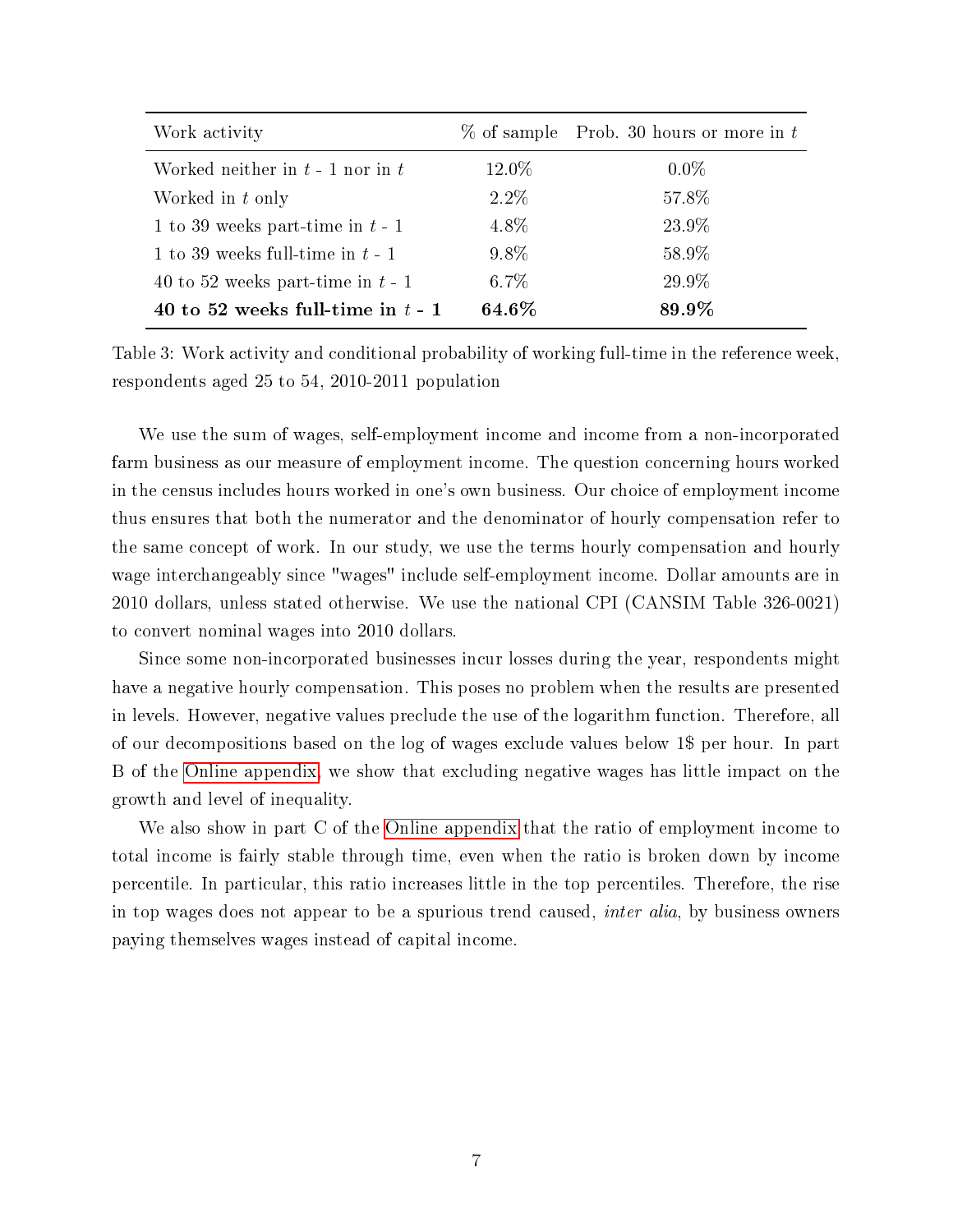| Work activity | % of sample | Prob. 30 hours or more in $t$ |
|---|---|---|
| Worked neither in $t$ - 1 nor in $t$ | 12.0% | 0.0% |
| Worked in $t$ only | 2.2% | 57.8% |
| 1 to 39 weeks part-time in $t$ - 1 | 4.8% | 23.9% |
| 1 to 39 weeks full-time in $t$ - 1 | 9.8% | 58.9% |
| 40 to 52 weeks part-time in $t$ - 1 | 6.7% | 29.9% |
| **40 to 52 weeks full-time in $t$ - 1** | **64.6%** | **89.9%** |

Table 3: Work activity and conditional probability of working full-time in the reference week, respondents aged 25 to 54, 2010-2011 population

We use the sum of wages, self-employment income and income from a non-incorporated farm business as our measure of employment income. The question concerning hours worked in the census includes hours worked in one's own business. Our choice of employment income thus ensures that both the numerator and the denominator of hourly compensation refer to the same concept of work. In our study, we use the terms hourly compensation and hourly wage interchangeably since "wages" include self-employment income. Dollar amounts are in 2010 dollars, unless stated otherwise. We use the national CPI (CANSIM Table 326-0021) to convert nominal wages into 2010 dollars.

Since some non-incorporated businesses incur losses during the year, respondents might have a negative hourly compensation. This poses no problem when the results are presented in levels. However, negative values preclude the use of the logarithm function. Therefore, all of our decompositions based on the log of wages exclude values below 1$ per hour. In part B of the Online appendix, we show that excluding negative wages has little impact on the growth and level of inequality.

We also show in part C of the Online appendix that the ratio of employment income to total income is fairly stable through time, even when the ratio is broken down by income percentile. In particular, this ratio increases little in the top percentiles. Therefore, the rise in top wages does not appear to be a spurious trend caused, *inter alia*, by business owners paying themselves wages instead of capital income.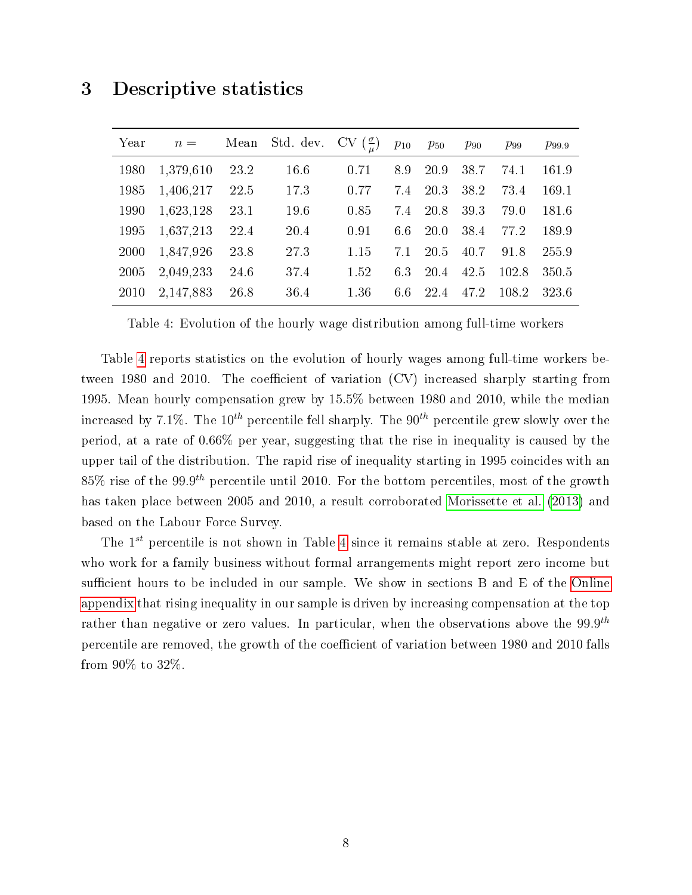# 3 Descriptive statistics

| Year | $n =$ | Mean | Std. dev. | CV ($\frac{\sigma}{\mu}$) | $p_{10}$ | $p_{50}$ | $p_{90}$ | $p_{99}$ | $p_{99.9}$ |
|---|---|---|---|---|---|---|---|---|---|
| 1980 | 1,379,610 | 23.2 | 16.6 | 0.71 | 8.9 | 20.9 | 38.7 | 74.1 | 161.9 |
| 1985 | 1,406,217 | 22.5 | 17.3 | 0.77 | 7.4 | 20.3 | 38.2 | 73.4 | 169.1 |
| 1990 | 1,623,128 | 23.1 | 19.6 | 0.85 | 7.4 | 20.8 | 39.3 | 79.0 | 181.6 |
| 1995 | 1,637,213 | 22.4 | 20.4 | 0.91 | 6.6 | 20.0 | 38.4 | 77.2 | 189.9 |
| 2000 | 1,847,926 | 23.8 | 27.3 | 1.15 | 7.1 | 20.5 | 40.7 | 91.8 | 255.9 |
| 2005 | 2,049,233 | 24.6 | 37.4 | 1.52 | 6.3 | 20.4 | 42.5 | 102.8 | 350.5 |
| 2010 | 2,147,883 | 26.8 | 36.4 | 1.36 | 6.6 | 22.4 | 47.2 | 108.2 | 323.6 |

Table 4: Evolution of the hourly wage distribution among full-time workers

Table 4 reports statistics on the evolution of hourly wages among full-time workers between 1980 and 2010. The coefficient of variation (CV) increased sharply starting from 1995. Mean hourly compensation grew by 15.5% between 1980 and 2010, while the median increased by 7.1%. The $10^{th}$ percentile fell sharply. The $90^{th}$ percentile grew slowly over the period, at a rate of 0.66% per year, suggesting that the rise in inequality is caused by the upper tail of the distribution. The rapid rise of inequality starting in 1995 coincides with an 85% rise of the $99.9^{th}$ percentile until 2010. For the bottom percentiles, most of the growth has taken place between 2005 and 2010, a result corroborated Morissette et al. (2013) and based on the Labour Force Survey.

The $1^{st}$ percentile is not shown in Table 4 since it remains stable at zero. Respondents who work for a family business without formal arrangements might report zero income but sufficient hours to be included in our sample. We show in sections B and E of the Online appendix that rising inequality in our sample is driven by increasing compensation at the top rather than negative or zero values. In particular, when the observations above the $99.9^{th}$ percentile are removed, the growth of the coefficient of variation between 1980 and 2010 falls from 90% to 32%.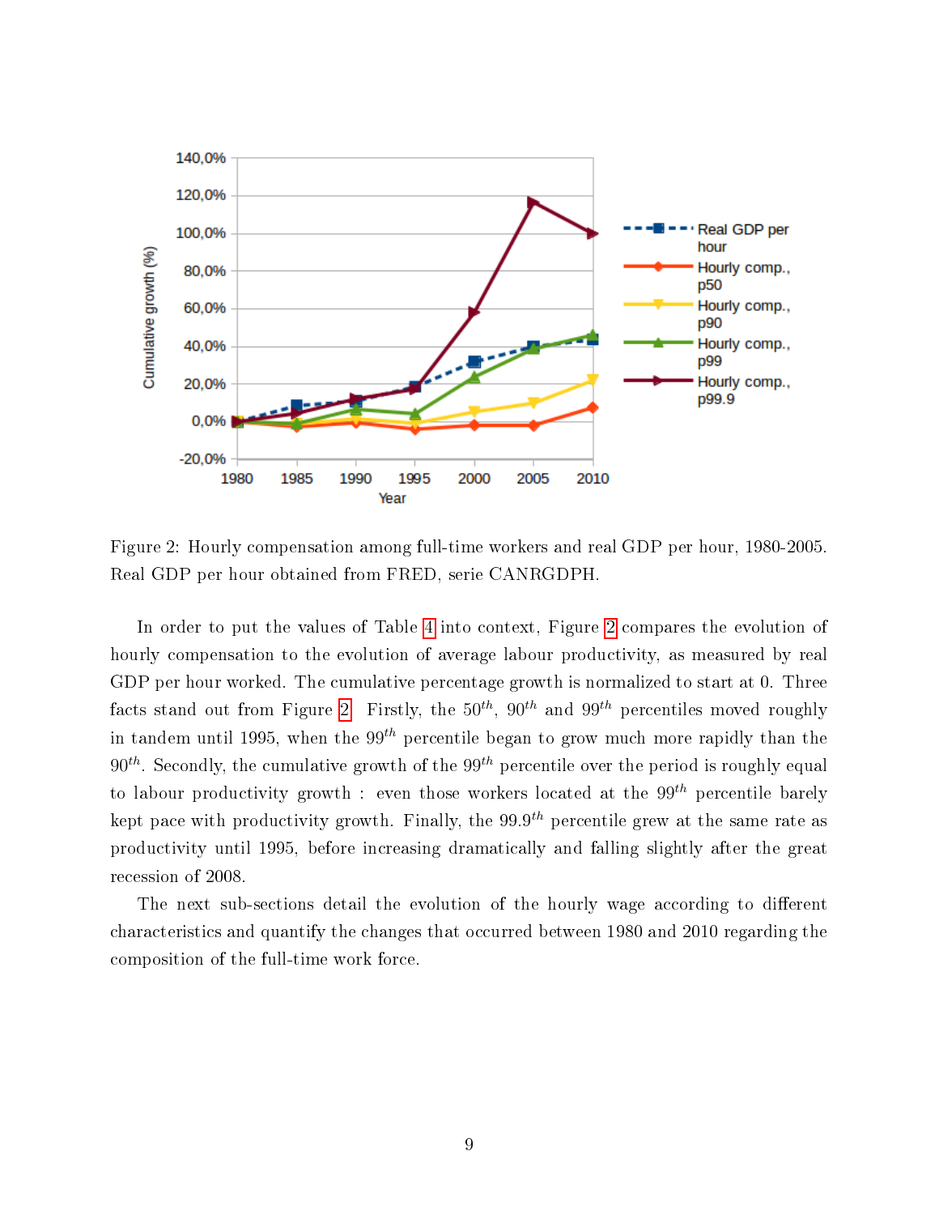Figure 2: Hourly compensation among full-time workers and real GDP per hour, 1980-2005. Real GDP per hour obtained from FRED, serie CANRGDPH.

In order to put the values of Table 4 into context, Figure 2 compares the evolution of hourly compensation to the evolution of average labour productivity, as measured by real GDP per hour worked. The cumulative percentage growth is normalized to start at 0. Three facts stand out from Figure 2. Firstly, the $50^{th}$, $90^{th}$ and $99^{th}$ percentiles moved roughly in tandem until 1995, when the $99^{th}$ percentile began to grow much more rapidly than the $90^{th}$. Secondly, the cumulative growth of the $99^{th}$ percentile over the period is roughly equal to labour productivity growth : even those workers located at the $99^{th}$ percentile barely kept pace with productivity growth. Finally, the $99.9^{th}$ percentile grew at the same rate as productivity until 1995, before increasing dramatically and falling slightly after the great recession of 2008.

The next sub-sections detail the evolution of the hourly wage according to different characteristics and quantify the changes that occurred between 1980 and 2010 regarding the composition of the full-time work force.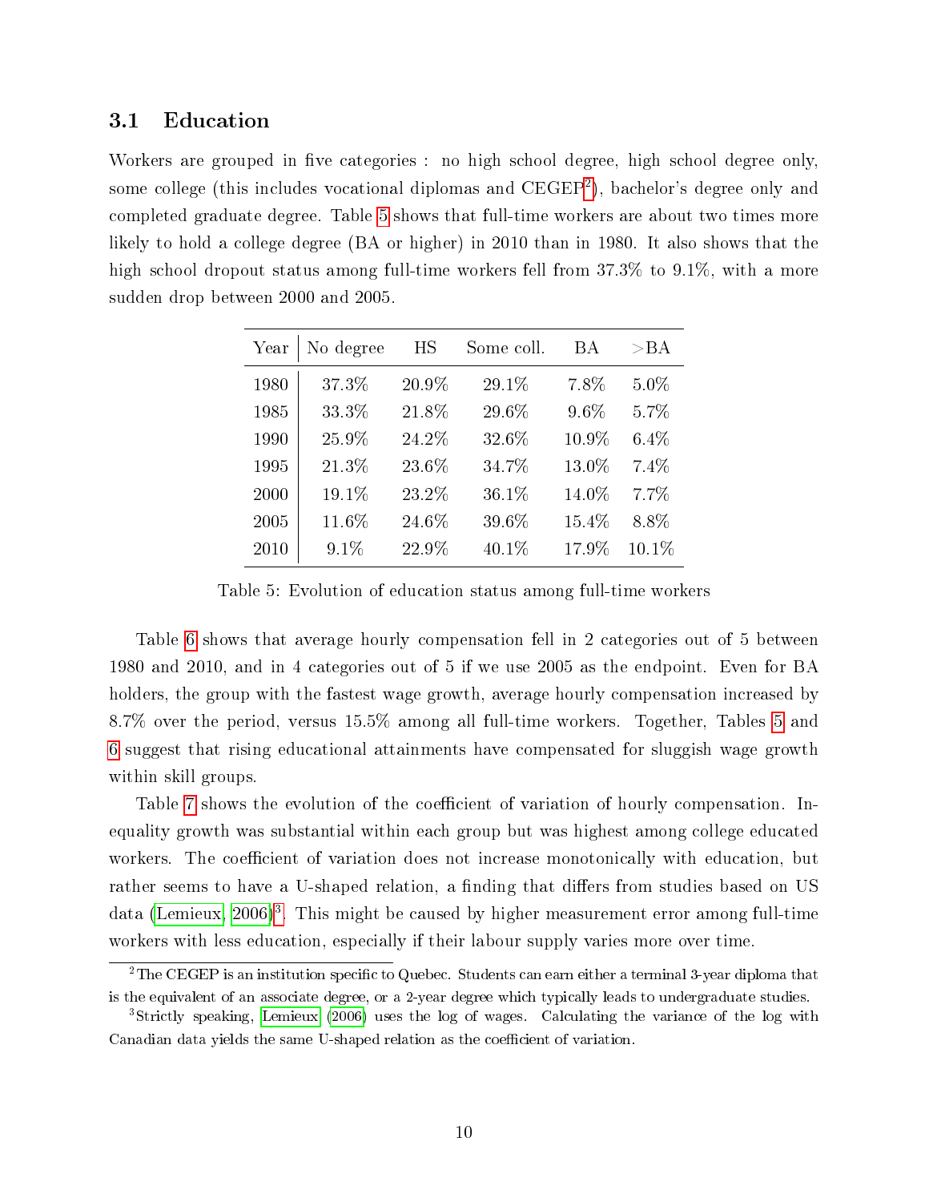### 3.1 Education

Workers are grouped in five categories : no high school degree, high school degree only, some college (this includes vocational diplomas and CEGEP[2]), bachelor's degree only and completed graduate degree. Table 5 shows that full-time workers are about two times more likely to hold a college degree (BA or higher) in 2010 than in 1980. It also shows that the high school dropout status among full-time workers fell from 37.3% to 9.1%, with a more sudden drop between 2000 and 2005.

| Year | No degree | HS | Some coll. | BA | >BA |
|---|---|---|---|---|---|
| 1980 | 37.3% | 20.9% | 29.1% | 7.8% | 5.0% |
| 1985 | 33.3% | 21.8% | 29.6% | 9.6% | 5.7% |
| 1990 | 25.9% | 24.2% | 32.6% | 10.9% | 6.4% |
| 1995 | 21.3% | 23.6% | 34.7% | 13.0% | 7.4% |
| 2000 | 19.1% | 23.2% | 36.1% | 14.0% | 7.7% |
| 2005 | 11.6% | 24.6% | 39.6% | 15.4% | 8.8% |
| 2010 | 9.1% | 22.9% | 40.1% | 17.9% | 10.1% |

Table 5: Evolution of education status among full-time workers

Table 6 shows that average hourly compensation fell in 2 categories out of 5 between 1980 and 2010, and in 4 categories out of 5 if we use 2005 as the endpoint. Even for BA holders, the group with the fastest wage growth, average hourly compensation increased by 8.7% over the period, versus 15.5% among all full-time workers. Together, Tables 5 and 6 suggest that rising educational attainments have compensated for sluggish wage growth within skill groups.

Table 7 shows the evolution of the coefficient of variation of hourly compensation. Inequality growth was substantial within each group but was highest among college educated workers. The coefficient of variation does not increase monotonically with education, but rather seems to have a U-shaped relation, a finding that differs from studies based on US data (Lemieux, 2006)[3]. This might be caused by higher measurement error among full-time workers with less education, especially if their labour supply varies more over time.

[2] The CEGEP is an institution specific to Quebec. Students can earn either a terminal 3-year diploma that is the equivalent of an associate degree, or a 2-year degree which typically leads to undergraduate studies.

[3] Strictly speaking, Lemieux (2006) uses the log of wages. Calculating the variance of the log with Canadian data yields the same U-shaped relation as the coefficient of variation.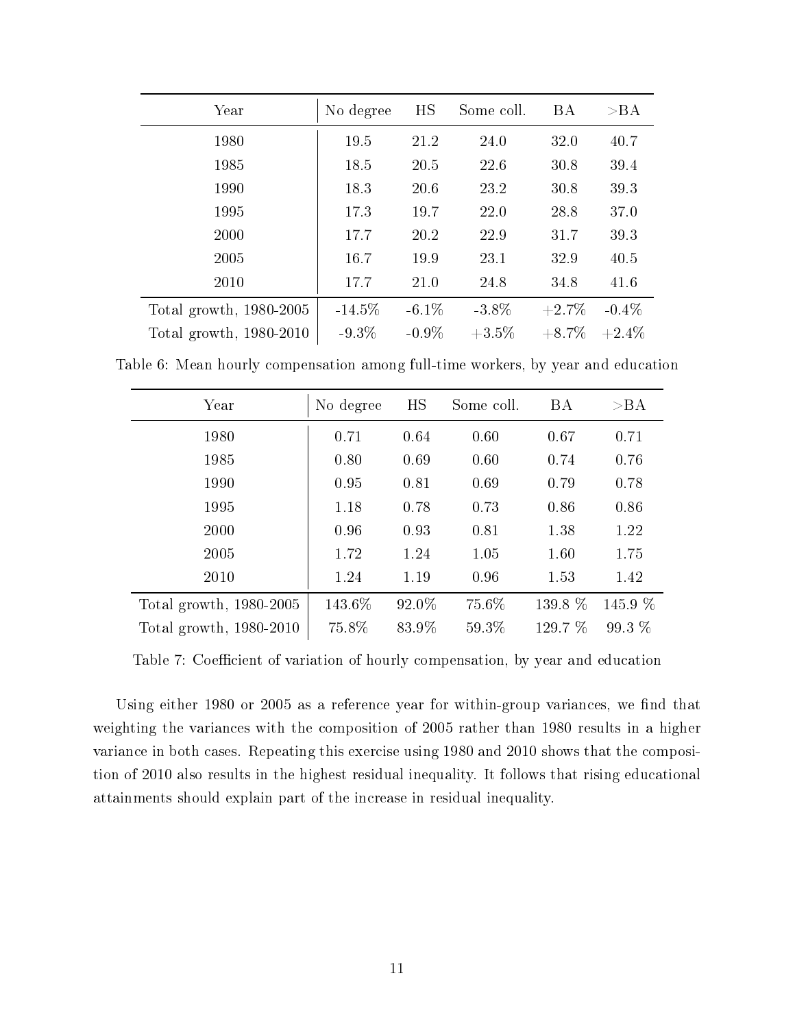| Year | No degree | HS | Some coll. | BA | >BA |
|---|---|---|---|---|---|
| 1980 | 19.5 | 21.2 | 24.0 | 32.0 | 40.7 |
| 1985 | 18.5 | 20.5 | 22.6 | 30.8 | 39.4 |
| 1990 | 18.3 | 20.6 | 23.2 | 30.8 | 39.3 |
| 1995 | 17.3 | 19.7 | 22.0 | 28.8 | 37.0 |
| 2000 | 17.7 | 20.2 | 22.9 | 31.7 | 39.3 |
| 2005 | 16.7 | 19.9 | 23.1 | 32.9 | 40.5 |
| 2010 | 17.7 | 21.0 | 24.8 | 34.8 | 41.6 |
| Total growth, 1980-2005 | -14.5% | -6.1% | -3.8% | +2.7% | -0.4% |
| Total growth, 1980-2010 | -9.3% | -0.9% | +3.5% | +8.7% | +2.4% |

Table 6: Mean hourly compensation among full-time workers, by year and education

| Year | No degree | HS | Some coll. | BA | >BA |
|---|---|---|---|---|---|
| 1980 | 0.71 | 0.64 | 0.60 | 0.67 | 0.71 |
| 1985 | 0.80 | 0.69 | 0.60 | 0.74 | 0.76 |
| 1990 | 0.95 | 0.81 | 0.69 | 0.79 | 0.78 |
| 1995 | 1.18 | 0.78 | 0.73 | 0.86 | 0.86 |
| 2000 | 0.96 | 0.93 | 0.81 | 1.38 | 1.22 |
| 2005 | 1.72 | 1.24 | 1.05 | 1.60 | 1.75 |
| 2010 | 1.24 | 1.19 | 0.96 | 1.53 | 1.42 |
| Total growth, 1980-2005 | 143.6% | 92.0% | 75.6% | 139.8 % | 145.9 % |
| Total growth, 1980-2010 | 75.8% | 83.9% | 59.3% | 129.7 % | 99.3 % |

Table 7: Coefficient of variation of hourly compensation, by year and education

Using either 1980 or 2005 as a reference year for within-group variances, we find that weighting the variances with the composition of 2005 rather than 1980 results in a higher variance in both cases. Repeating this exercise using 1980 and 2010 shows that the composition of 2010 also results in the highest residual inequality. It follows that rising educational attainments should explain part of the increase in residual inequality.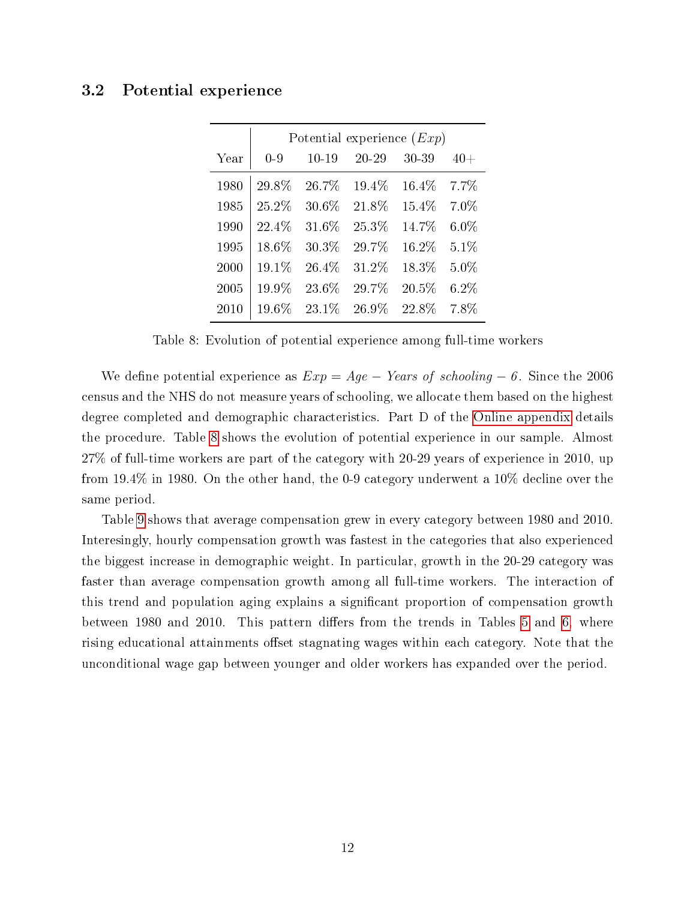### 3.2 Potential experience

| | Potential experience ($Exp$) | | | | |
|---|---|---|---|---|---|
| Year | 0-9 | 10-19 | 20-29 | 30-39 | 40+ |
| 1980 | 29.8% | 26.7% | 19.4% | 16.4% | 7.7% |
| 1985 | 25.2% | 30.6% | 21.8% | 15.4% | 7.0% |
| 1990 | 22.4% | 31.6% | 25.3% | 14.7% | 6.0% |
| 1995 | 18.6% | 30.3% | 29.7% | 16.2% | 5.1% |
| 2000 | 19.1% | 26.4% | 31.2% | 18.3% | 5.0% |
| 2005 | 19.9% | 23.6% | 29.7% | 20.5% | 6.2% |
| 2010 | 19.6% | 23.1% | 26.9% | 22.8% | 7.8% |

Table 8: Evolution of potential experience among full-time workers

We define potential experience as $Exp = Age - Years\ of\ schooling - 6$. Since the 2006 census and the NHS do not measure years of schooling, we allocate them based on the highest degree completed and demographic characteristics. Part D of the Online appendix details the procedure. Table 8 shows the evolution of potential experience in our sample. Almost 27% of full-time workers are part of the category with 20-29 years of experience in 2010, up from 19.4% in 1980. On the other hand, the 0-9 category underwent a 10% decline over the same period.

Table 9 shows that average compensation grew in every category between 1980 and 2010. Interestingly, hourly compensation growth was fastest in the categories that also experienced the biggest increase in demographic weight. In particular, growth in the 20-29 category was faster than average compensation growth among all full-time workers. The interaction of this trend and population aging explains a significant proportion of compensation growth between 1980 and 2010. This pattern differs from the trends in Tables 5 and 6, where rising educational attainments offset stagnating wages within each category. Note that the unconditional wage gap between younger and older workers has expanded over the period.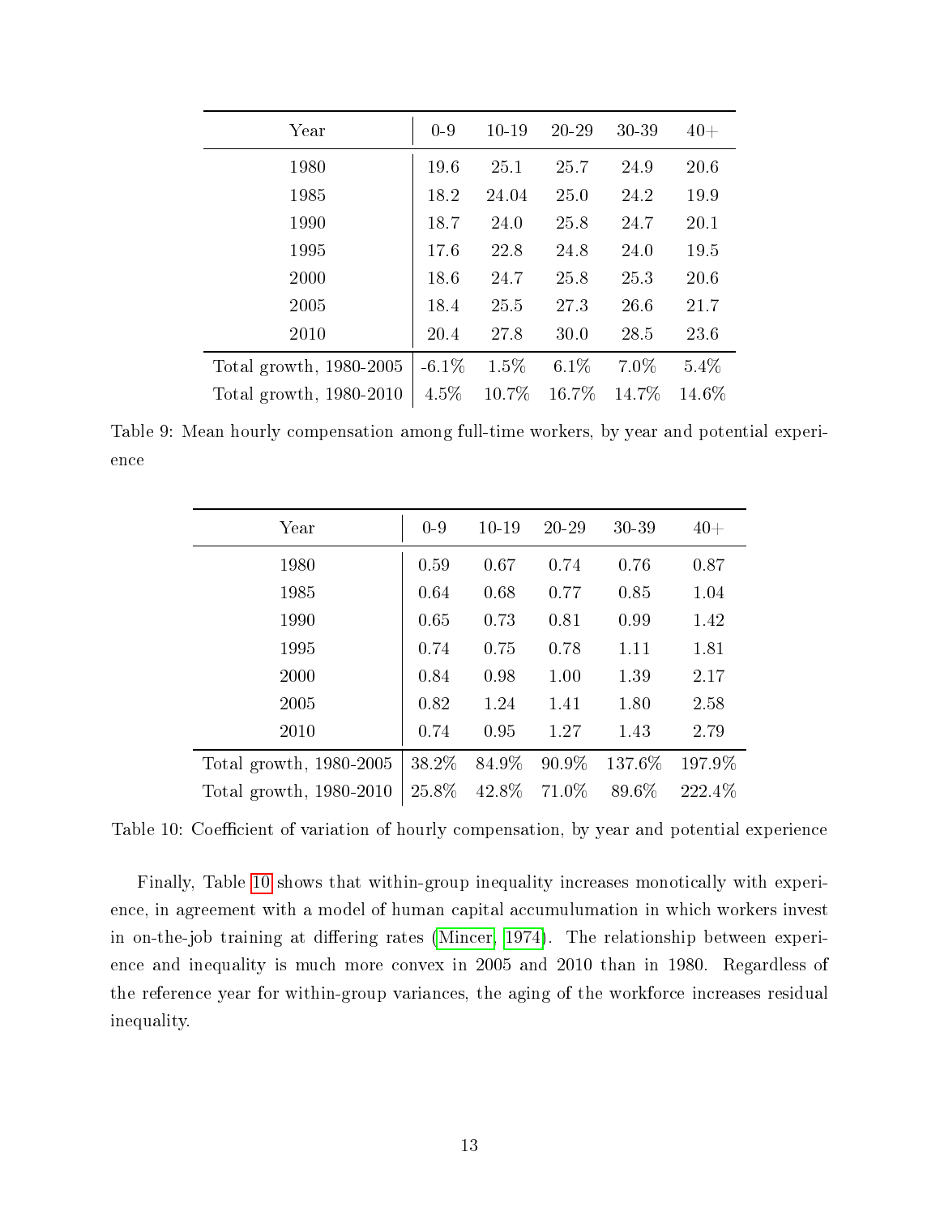| Year | 0-9 | 10-19 | 20-29 | 30-39 | 40+ |
|---|---|---|---|---|---|
| 1980 | 19.6 | 25.1 | 25.7 | 24.9 | 20.6 |
| 1985 | 18.2 | 24.04 | 25.0 | 24.2 | 19.9 |
| 1990 | 18.7 | 24.0 | 25.8 | 24.7 | 20.1 |
| 1995 | 17.6 | 22.8 | 24.8 | 24.0 | 19.5 |
| 2000 | 18.6 | 24.7 | 25.8 | 25.3 | 20.6 |
| 2005 | 18.4 | 25.5 | 27.3 | 26.6 | 21.7 |
| 2010 | 20.4 | 27.8 | 30.0 | 28.5 | 23.6 |
| Total growth, 1980-2005 | -6.1% | 1.5% | 6.1% | 7.0% | 5.4% |
| Total growth, 1980-2010 | 4.5% | 10.7% | 16.7% | 14.7% | 14.6% |

Table 9: Mean hourly compensation among full-time workers, by year and potential experience

| Year | 0-9 | 10-19 | 20-29 | 30-39 | 40+ |
|---|---|---|---|---|---|
| 1980 | 0.59 | 0.67 | 0.74 | 0.76 | 0.87 |
| 1985 | 0.64 | 0.68 | 0.77 | 0.85 | 1.04 |
| 1990 | 0.65 | 0.73 | 0.81 | 0.99 | 1.42 |
| 1995 | 0.74 | 0.75 | 0.78 | 1.11 | 1.81 |
| 2000 | 0.84 | 0.98 | 1.00 | 1.39 | 2.17 |
| 2005 | 0.82 | 1.24 | 1.41 | 1.80 | 2.58 |
| 2010 | 0.74 | 0.95 | 1.27 | 1.43 | 2.79 |
| Total growth, 1980-2005 | 38.2% | 84.9% | 90.9% | 137.6% | 197.9% |
| Total growth, 1980-2010 | 25.8% | 42.8% | 71.0% | 89.6% | 222.4% |

Table 10: Coefficient of variation of hourly compensation, by year and potential experience

Finally, Table 10 shows that within-group inequality increases monotically with experience, in agreement with a model of human capital accumulumation in which workers invest in on-the-job training at differing rates (Mincer, 1974). The relationship between experience and inequality is much more convex in 2005 and 2010 than in 1980. Regardless of the reference year for within-group variances, the aging of the workforce increases residual inequality.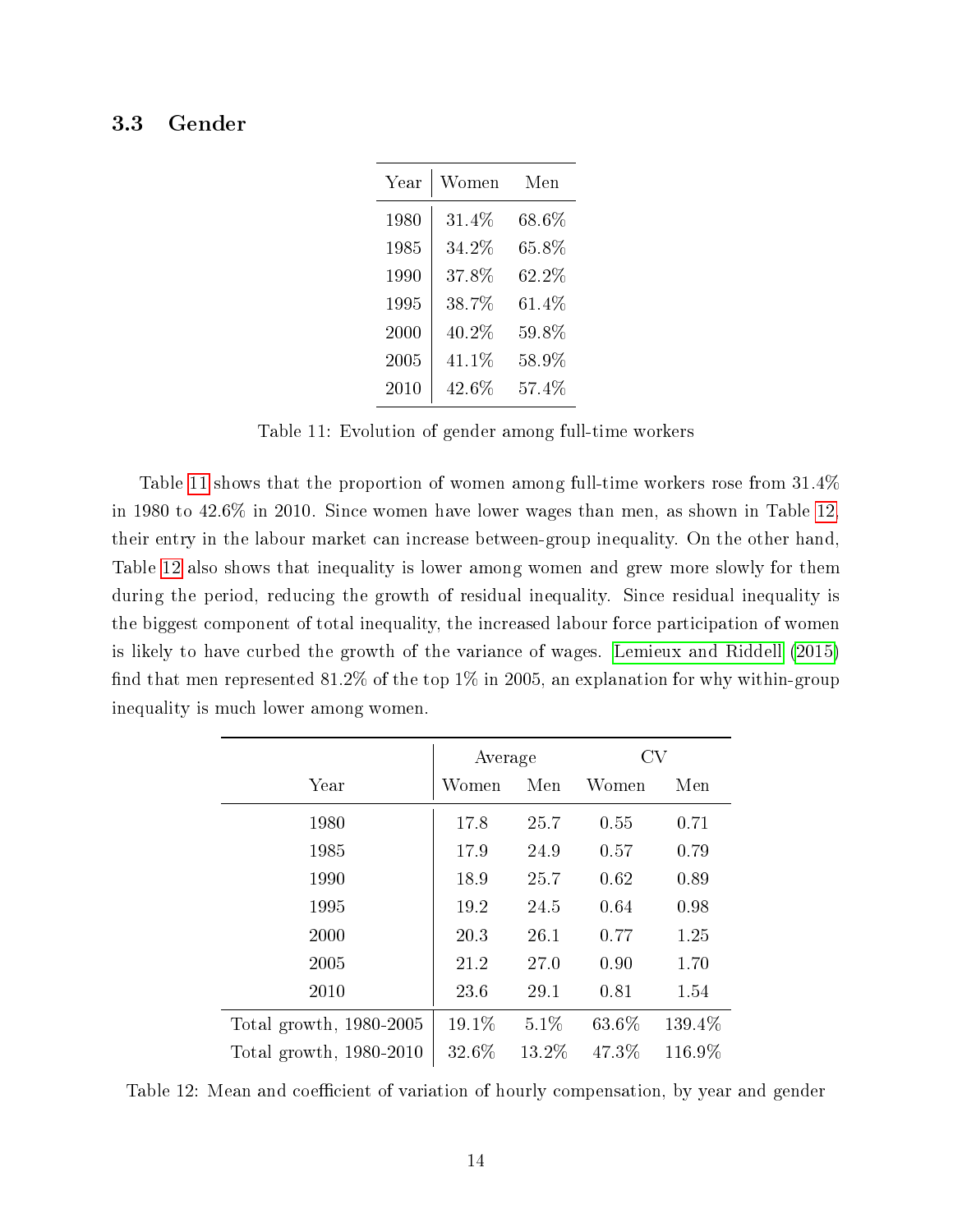### 3.3 Gender

| Year | Women | Men |
|---|---|---|
| 1980 | 31.4% | 68.6% |
| 1985 | 34.2% | 65.8% |
| 1990 | 37.8% | 62.2% |
| 1995 | 38.7% | 61.4% |
| 2000 | 40.2% | 59.8% |
| 2005 | 41.1% | 58.9% |
| 2010 | 42.6% | 57.4% |

Table 11: Evolution of gender among full-time workers

Table 11 shows that the proportion of women among full-time workers rose from 31.4% in 1980 to 42.6% in 2010. Since women have lower wages than men, as shown in Table 12, their entry in the labour market can increase between-group inequality. On the other hand, Table 12 also shows that inequality is lower among women and grew more slowly for them during the period, reducing the growth of residual inequality. Since residual inequality is the biggest component of total inequality, the increased labour force participation of women is likely to have curbed the growth of the variance of wages. Lemieux and Riddell (2015) find that men represented 81.2% of the top 1% in 2005, an explanation for why within-group inequality is much lower among women.

| | Average | | CV | |
|---|---|---|---|---|
| Year | Women | Men | Women | Men |
| 1980 | 17.8 | 25.7 | 0.55 | 0.71 |
| 1985 | 17.9 | 24.9 | 0.57 | 0.79 |
| 1990 | 18.9 | 25.7 | 0.62 | 0.89 |
| 1995 | 19.2 | 24.5 | 0.64 | 0.98 |
| 2000 | 20.3 | 26.1 | 0.77 | 1.25 |
| 2005 | 21.2 | 27.0 | 0.90 | 1.70 |
| 2010 | 23.6 | 29.1 | 0.81 | 1.54 |
| Total growth, 1980-2005 | 19.1% | 5.1% | 63.6% | 139.4% |
| Total growth, 1980-2010 | 32.6% | 13.2% | 47.3% | 116.9% |

Table 12: Mean and coefficient of variation of hourly compensation, by year and gender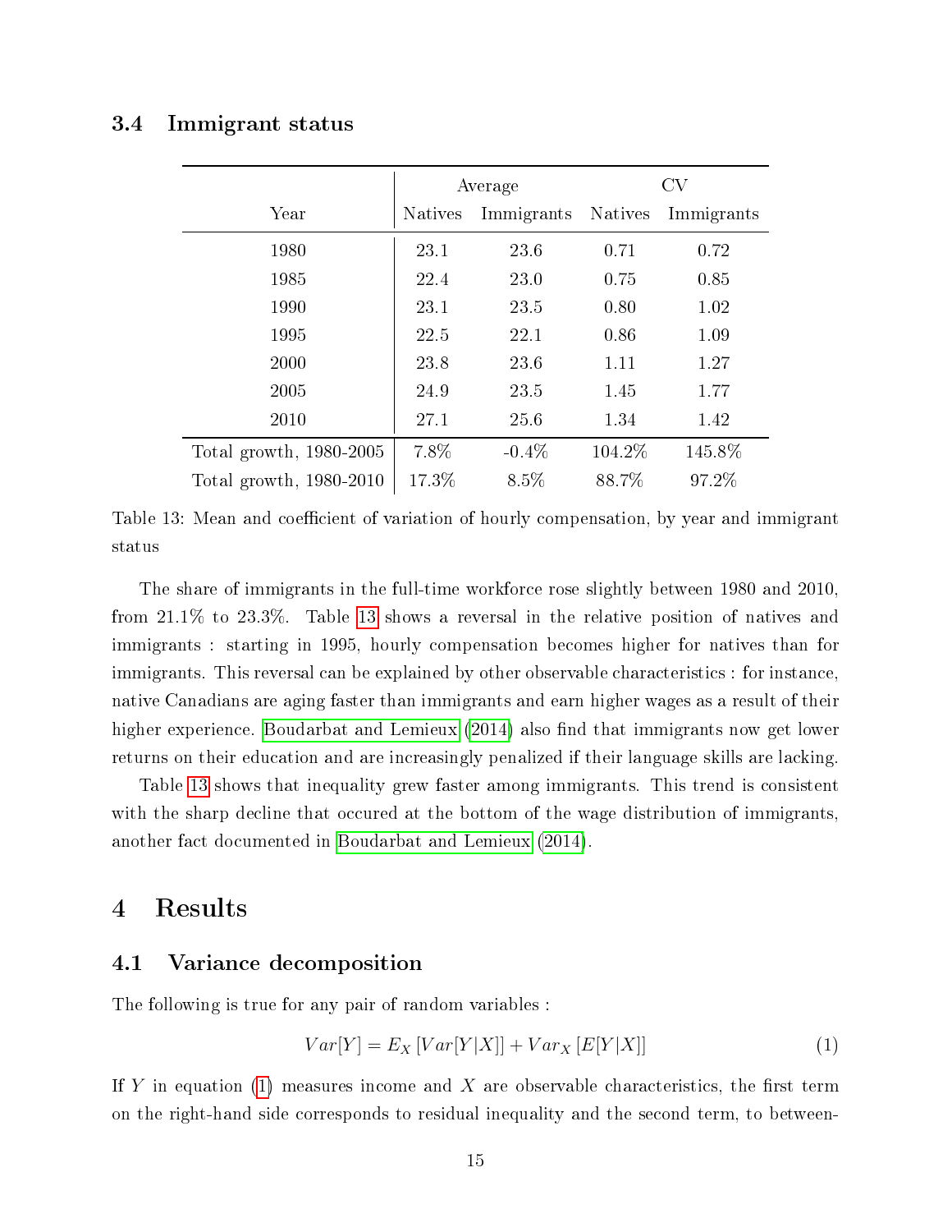### 3.4 Immigrant status

| Year | Average | | CV | |
|---|---|---|---|---|
| | Natives | Immigrants | Natives | Immigrants |
| 1980 | 23.1 | 23.6 | 0.71 | 0.72 |
| 1985 | 22.4 | 23.0 | 0.75 | 0.85 |
| 1990 | 23.1 | 23.5 | 0.80 | 1.02 |
| 1995 | 22.5 | 22.1 | 0.86 | 1.09 |
| 2000 | 23.8 | 23.6 | 1.11 | 1.27 |
| 2005 | 24.9 | 23.5 | 1.45 | 1.77 |
| 2010 | 27.1 | 25.6 | 1.34 | 1.42 |
| Total growth, 1980-2005 | 7.8% | -0.4% | 104.2% | 145.8% |
| Total growth, 1980-2010 | 17.3% | 8.5% | 88.7% | 97.2% |

Table 13: Mean and coefficient of variation of hourly compensation, by year and immigrant status

The share of immigrants in the full-time workforce rose slightly between 1980 and 2010, from 21.1% to 23.3%. Table 13 shows a reversal in the relative position of natives and immigrants : starting in 1995, hourly compensation becomes higher for natives than for immigrants. This reversal can be explained by other observable characteristics : for instance, native Canadians are aging faster than immigrants and earn higher wages as a result of their higher experience. Boudarbat and Lemieux (2014) also find that immigrants now get lower returns on their education and are increasingly penalized if their language skills are lacking.

Table 13 shows that inequality grew faster among immigrants. This trend is consistent with the sharp decline that occured at the bottom of the wage distribution of immigrants, another fact documented in Boudarbat and Lemieux (2014).

## 4 Results

### 4.1 Variance decomposition

The following is true for any pair of random variables :

$$Var[Y] = E_X [Var[Y|X]] + Var_X [E[Y|X]] \tag{1}$$

If $Y$ in equation (1) measures income and $X$ are observable characteristics, the first term on the right-hand side corresponds to residual inequality and the second term, to between-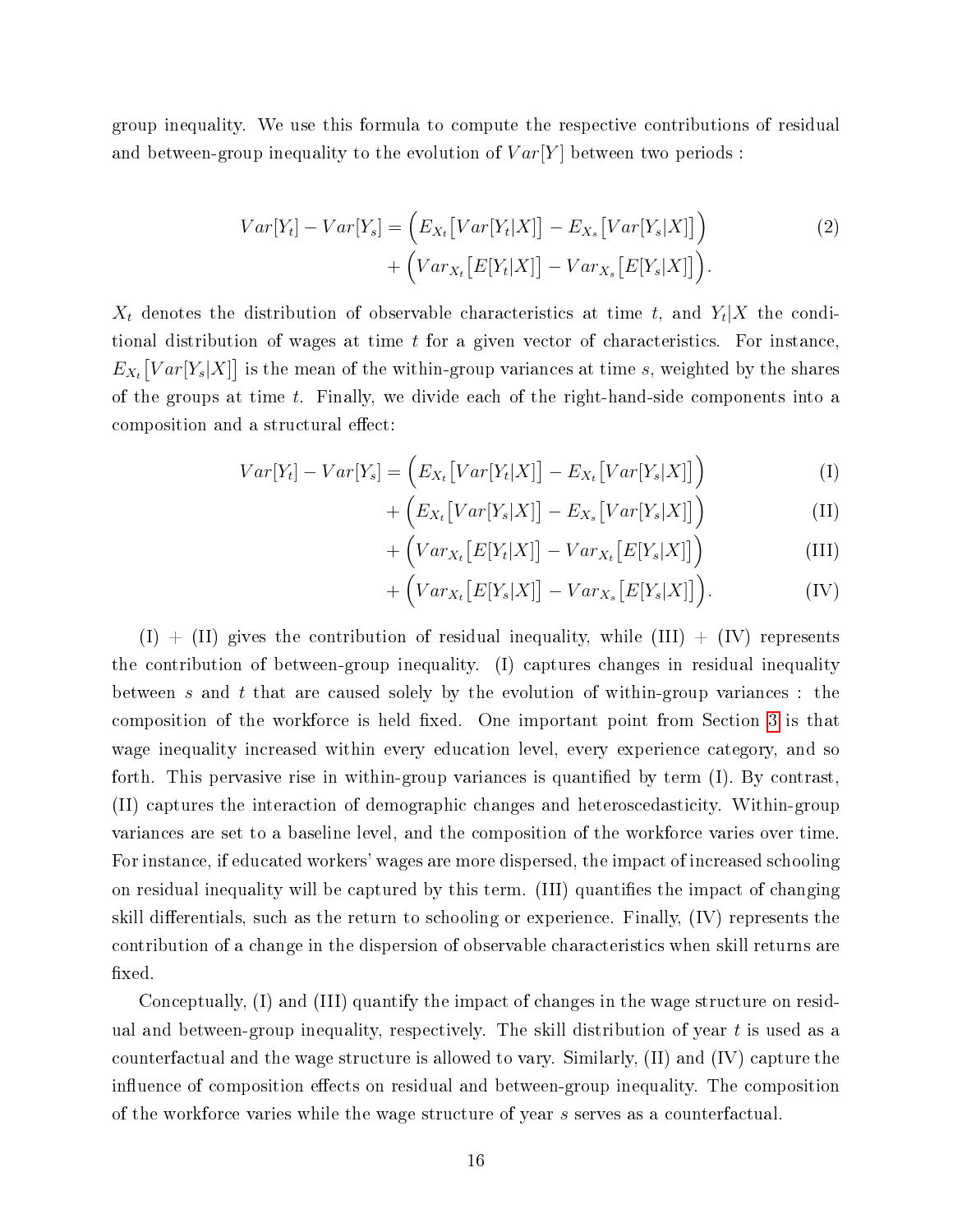group inequality. We use this formula to compute the respective contributions of residual and between-group inequality to the evolution of $Var[Y]$ between two periods :

$$
\begin{aligned}
Var[Y_t] - Var[Y_s] = & \Big( E_{X_t}\big[Var[Y_t|X]\big] - E_{X_s}\big[Var[Y_s|X]\big] \Big) \\
& + \Big( Var_{X_t}\big[E[Y_t|X]\big] - Var_{X_s}\big[E[Y_s|X]\big] \Big).
\end{aligned} \tag{2}
$$

$X_t$ denotes the distribution of observable characteristics at time $t$, and $Y_t|X$ the conditional distribution of wages at time $t$ for a given vector of characteristics. For instance, $E_{X_t}\big[Var[Y_s|X]\big]$ is the mean of the within-group variances at time $s$, weighted by the shares of the groups at time $t$. Finally, we divide each of the right-hand-side components into a composition and a structural effect:

$$
\begin{aligned}
Var[Y_t] - Var[Y_s] = & \Big( E_{X_t}\big[Var[Y_t|X]\big] - E_{X_t}\big[Var[Y_s|X]\big] \Big) && \text{(I)} \\
& + \Big( E_{X_t}\big[Var[Y_s|X]\big] - E_{X_s}\big[Var[Y_s|X]\big] \Big) && \text{(II)} \\
& + \Big( Var_{X_t}\big[E[Y_t|X]\big] - Var_{X_t}\big[E[Y_s|X]\big] \Big) && \text{(III)} \\
& + \Big( Var_{X_t}\big[E[Y_s|X]\big] - Var_{X_s}\big[E[Y_s|X]\big] \Big). && \text{(IV)}
\end{aligned}
$$

(I) + (II) gives the contribution of residual inequality, while (III) + (IV) represents the contribution of between-group inequality. (I) captures changes in residual inequality between $s$ and $t$ that are caused solely by the evolution of within-group variances : the composition of the workforce is held fixed. One important point from Section 3 is that wage inequality increased within every education level, every experience category, and so forth. This pervasive rise in within-group variances is quantified by term (I). By contrast, (II) captures the interaction of demographic changes and heteroscedasticity. Within-group variances are set to a baseline level, and the composition of the workforce varies over time. For instance, if educated workers' wages are more dispersed, the impact of increased schooling on residual inequality will be captured by this term. (III) quantifies the impact of changing skill differentials, such as the return to schooling or experience. Finally, (IV) represents the contribution of a change in the dispersion of observable characteristics when skill returns are fixed.

Conceptually, (I) and (III) quantify the impact of changes in the wage structure on residual and between-group inequality, respectively. The skill distribution of year $t$ is used as a counterfactual and the wage structure is allowed to vary. Similarly, (II) and (IV) capture the influence of composition effects on residual and between-group inequality. The composition of the workforce varies while the wage structure of year $s$ serves as a counterfactual.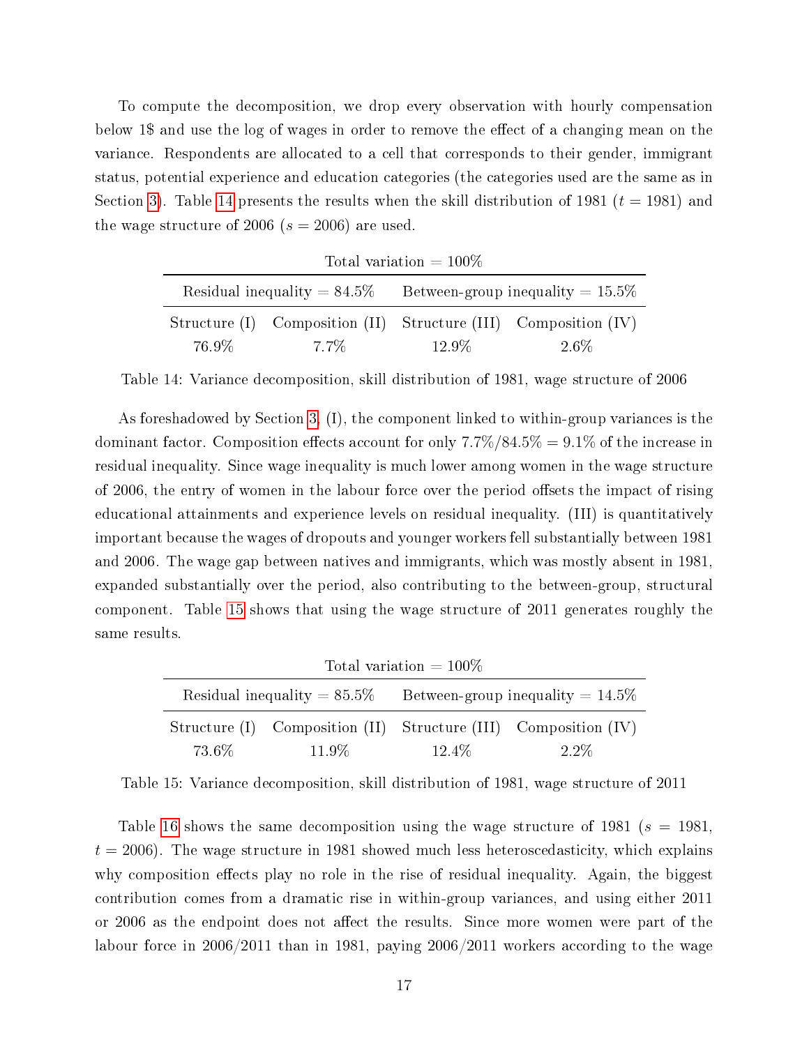To compute the decomposition, we drop every observation with hourly compensation below 1$ and use the log of wages in order to remove the effect of a changing mean on the variance. Respondents are allocated to a cell that corresponds to their gender, immigrant status, potential experience and education categories (the categories used are the same as in Section 3). Table 14 presents the results when the skill distribution of 1981 ($t = 1981$) and the wage structure of 2006 ($s = 2006$) are used.

| Total variation = 100% | | | |
|---|---|---|---|
| Residual inequality = 84.5% | | Between-group inequality = 15.5% | |
| Structure (I) | Composition (II) | Structure (III) | Composition (IV) |
| 76.9% | 7.7% | 12.9% | 2.6% |

Table 14: Variance decomposition, skill distribution of 1981, wage structure of 2006

As foreshadowed by Section 3, (I), the component linked to within-group variances is the dominant factor. Composition effects account for only 7.7%/84.5% = 9.1% of the increase in residual inequality. Since wage inequality is much lower among women in the wage structure of 2006, the entry of women in the labour force over the period offsets the impact of rising educational attainments and experience levels on residual inequality. (III) is quantitatively important because the wages of dropouts and younger workers fell substantially between 1981 and 2006. The wage gap between natives and immigrants, which was mostly absent in 1981, expanded substantially over the period, also contributing to the between-group, structural component. Table 15 shows that using the wage structure of 2011 generates roughly the same results.

| Total variation = 100% | | | |
|---|---|---|---|
| Residual inequality = 85.5% | | Between-group inequality = 14.5% | |
| Structure (I) | Composition (II) | Structure (III) | Composition (IV) |
| 73.6% | 11.9% | 12.4% | 2.2% |

Table 15: Variance decomposition, skill distribution of 1981, wage structure of 2011

Table 16 shows the same decomposition using the wage structure of 1981 ($s = 1981$, $t = 2006$). The wage structure in 1981 showed much less heteroscedasticity, which explains why composition effects play no role in the rise of residual inequality. Again, the biggest contribution comes from a dramatic rise in within-group variances, and using either 2011 or 2006 as the endpoint does not affect the results. Since more women were part of the labour force in 2006/2011 than in 1981, paying 2006/2011 workers according to the wage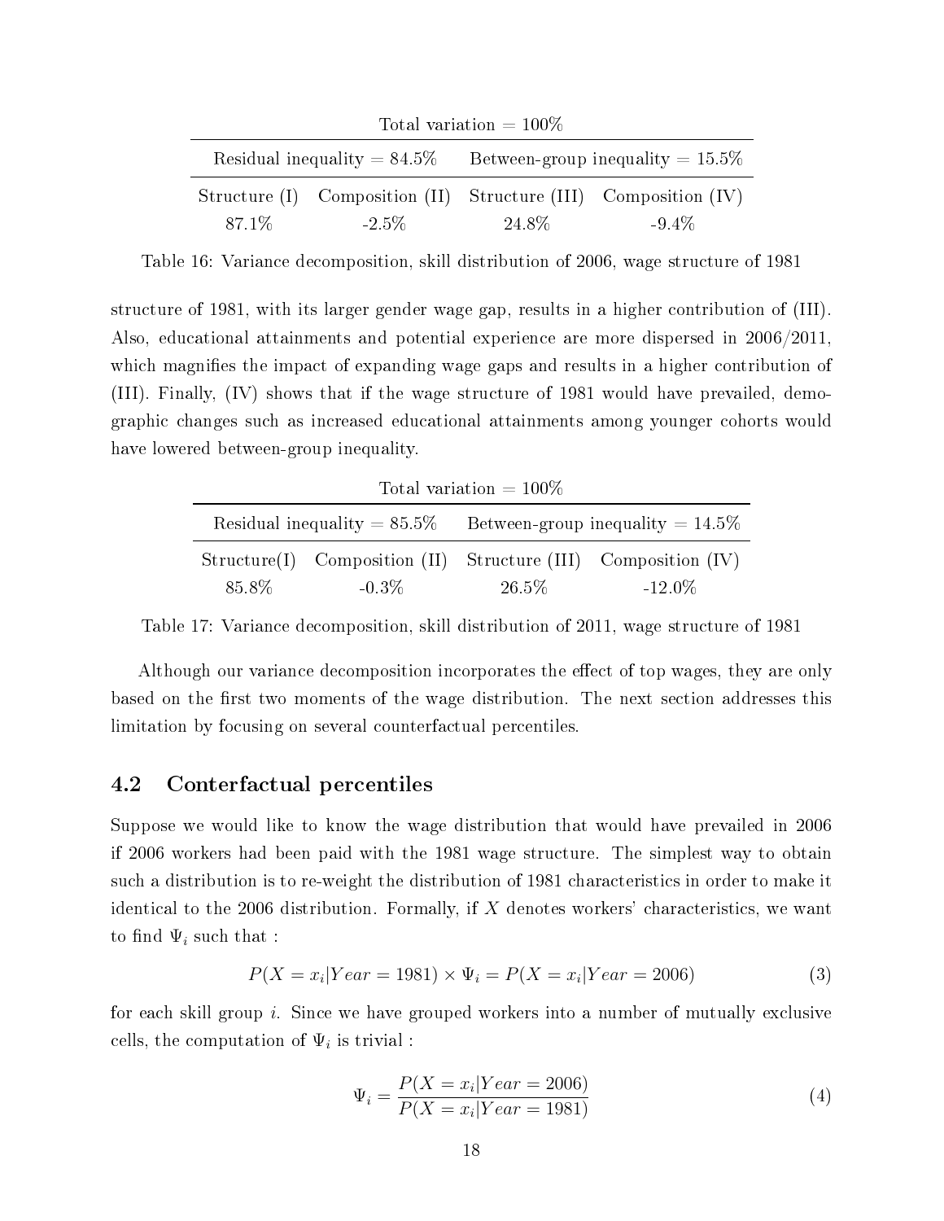| Total variation = 100% | | | |
|---|---|---|---|
| Residual inequality = 84.5% | | Between-group inequality = 15.5% | |
| Structure (I) | Composition (II) | Structure (III) | Composition (IV) |
| 87.1% | -2.5% | 24.8% | -9.4% |

Table 16: Variance decomposition, skill distribution of 2006, wage structure of 1981

structure of 1981, with its larger gender wage gap, results in a higher contribution of (III). Also, educational attainments and potential experience are more dispersed in 2006/2011, which magnifies the impact of expanding wage gaps and results in a higher contribution of (III). Finally, (IV) shows that if the wage structure of 1981 would have prevailed, demographic changes such as increased educational attainments among younger cohorts would have lowered between-group inequality.

| Total variation = 100% | | | |
|---|---|---|---|
| Residual inequality = 85.5% | | Between-group inequality = 14.5% | |
| Structure(I) | Composition (II) | Structure (III) | Composition (IV) |
| 85.8% | -0.3% | 26.5% | -12.0% |

Table 17: Variance decomposition, skill distribution of 2011, wage structure of 1981

Although our variance decomposition incorporates the effect of top wages, they are only based on the first two moments of the wage distribution. The next section addresses this limitation by focusing on several counterfactual percentiles.

## 4.2 Conterfactual percentiles

Suppose we would like to know the wage distribution that would have prevailed in 2006 if 2006 workers had been paid with the 1981 wage structure. The simplest way to obtain such a distribution is to re-weight the distribution of 1981 characteristics in order to make it identical to the 2006 distribution. Formally, if $X$ denotes workers' characteristics, we want to find $\Psi_i$ such that :

$$P(X = x_i|Year = 1981) \times \Psi_i = P(X = x_i|Year = 2006) \tag{3}$$

for each skill group $i$. Since we have grouped workers into a number of mutually exclusive cells, the computation of $\Psi_i$ is trivial :

$$\Psi_i = \frac{P(X = x_i|Year = 2006)}{P(X = x_i|Year = 1981)} \tag{4}$$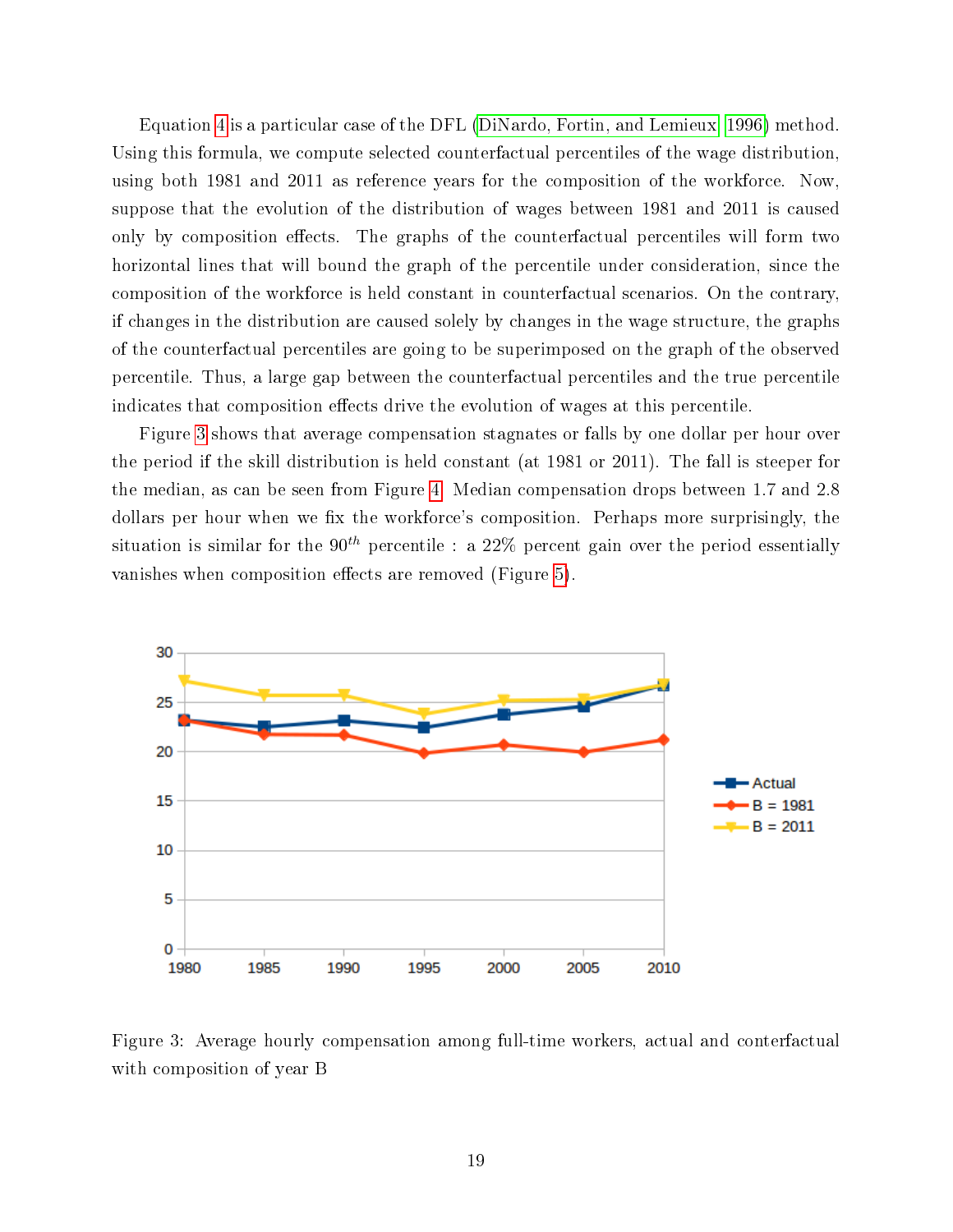Equation 4 is a particular case of the DFL (DiNardo, Fortin, and Lemieux 1996) method. Using this formula, we compute selected counterfactual percentiles of the wage distribution, using both 1981 and 2011 as reference years for the composition of the workforce. Now, suppose that the evolution of the distribution of wages between 1981 and 2011 is caused only by composition effects. The graphs of the counterfactual percentiles will form two horizontal lines that will bound the graph of the percentile under consideration, since the composition of the workforce is held constant in counterfactual scenarios. On the contrary, if changes in the distribution are caused solely by changes in the wage structure, the graphs of the counterfactual percentiles are going to be superimposed on the graph of the observed percentile. Thus, a large gap between the counterfactual percentiles and the true percentile indicates that composition effects drive the evolution of wages at this percentile.

Figure 3 shows that average compensation stagnates or falls by one dollar per hour over the period if the skill distribution is held constant (at 1981 or 2011). The fall is steeper for the median, as can be seen from Figure 4. Median compensation drops between 1.7 and 2.8 dollars per hour when we fix the workforce's composition. Perhaps more surprisingly, the situation is similar for the $90^{th}$ percentile : a 22% percent gain over the period essentially vanishes when composition effects are removed (Figure 5).

Figure 3: Average hourly compensation among full-time workers, actual and conterfactual with composition of year B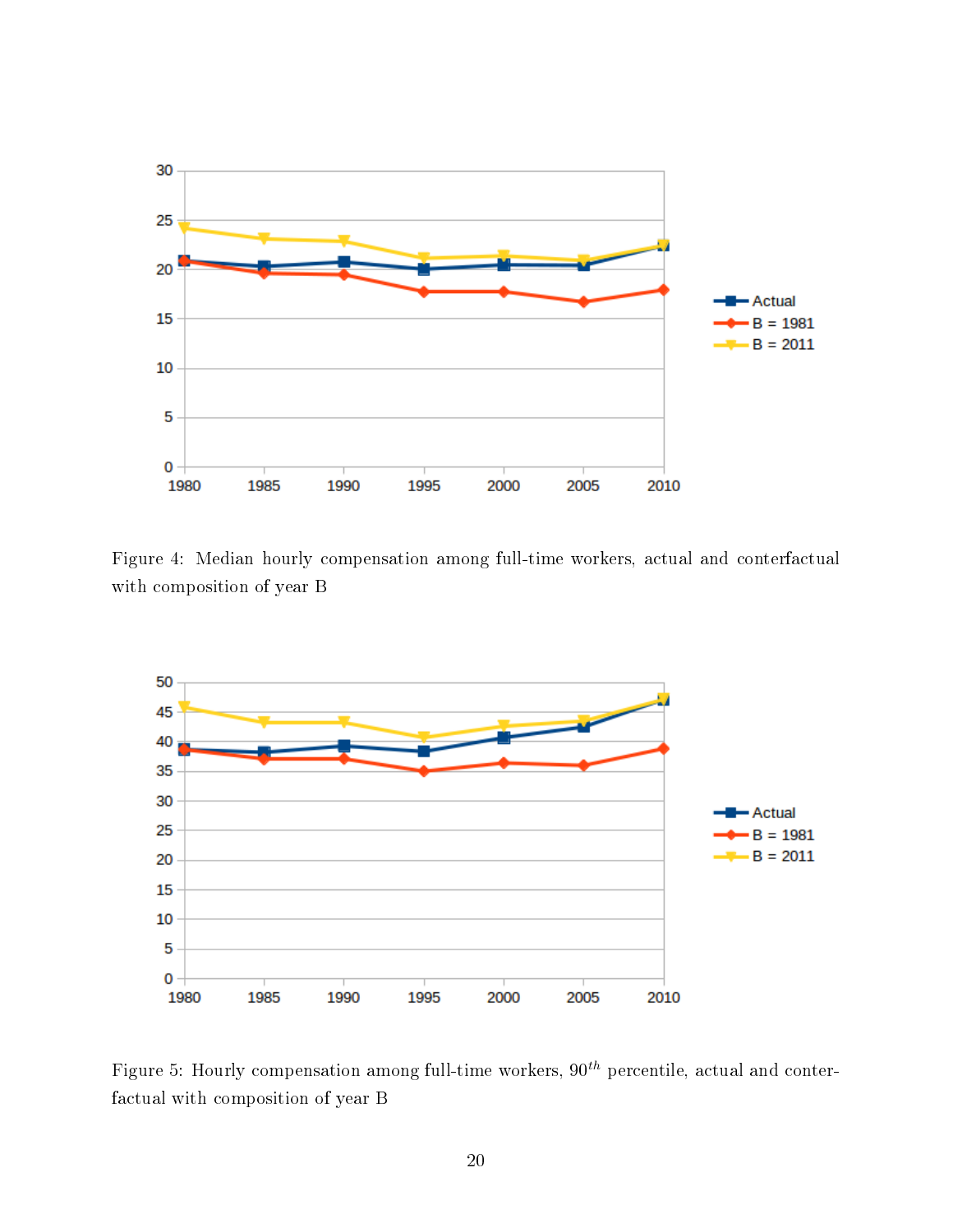Figure 4: Median hourly compensation among full-time workers, actual and conterfactual with composition of year B

Figure 5: Hourly compensation among full-time workers, $90^{th}$ percentile, actual and conterfactual with composition of year B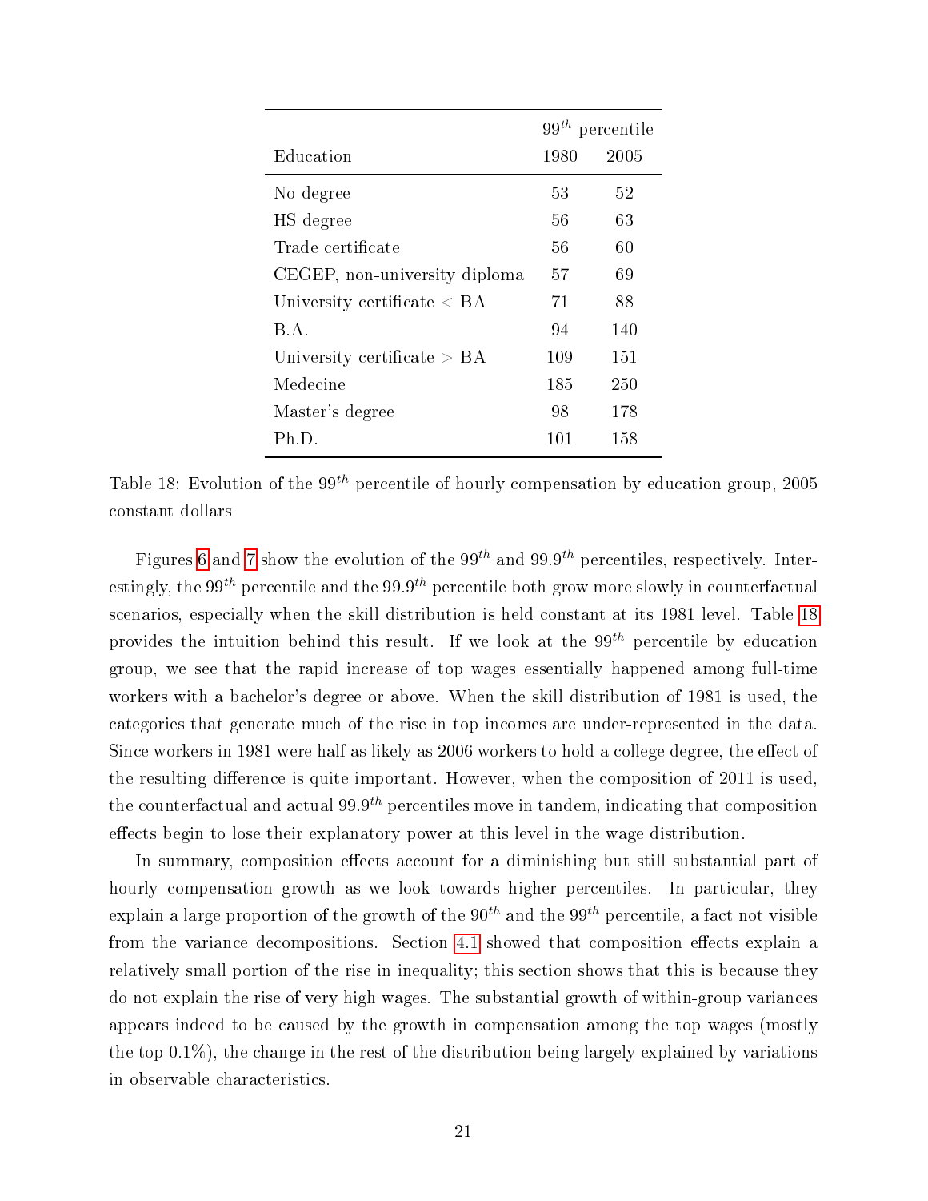| Education | $99^{th}$ percentile | |
|---|---|---|
| | 1980 | 2005 |
| No degree | 53 | 52 |
| HS degree | 56 | 63 |
| Trade certificate | 56 | 60 |
| CEGEP, non-university diploma | 57 | 69 |
| University certificate < BA | 71 | 88 |
| B.A. | 94 | 140 |
| University certificate > BA | 109 | 151 |
| Medecine | 185 | 250 |
| Master's degree | 98 | 178 |
| Ph.D. | 101 | 158 |

Table 18: Evolution of the $99^{th}$ percentile of hourly compensation by education group, 2005 constant dollars

Figures 6 and 7 show the evolution of the $99^{th}$ and $99.9^{th}$ percentiles, respectively. Interestingly, the $99^{th}$ percentile and the $99.9^{th}$ percentile both grow more slowly in counterfactual scenarios, especially when the skill distribution is held constant at its 1981 level. Table 18 provides the intuition behind this result. If we look at the $99^{th}$ percentile by education group, we see that the rapid increase of top wages essentially happened among full-time workers with a bachelor's degree or above. When the skill distribution of 1981 is used, the categories that generate much of the rise in top incomes are under-represented in the data. Since workers in 1981 were half as likely as 2006 workers to hold a college degree, the effect of the resulting difference is quite important. However, when the composition of 2011 is used, the counterfactual and actual $99.9^{th}$ percentiles move in tandem, indicating that composition effects begin to lose their explanatory power at this level in the wage distribution.

In summary, composition effects account for a diminishing but still substantial part of hourly compensation growth as we look towards higher percentiles. In particular, they explain a large proportion of the growth of the $90^{th}$ and the $99^{th}$ percentile, a fact not visible from the variance decompositions. Section 4.1 showed that composition effects explain a relatively small portion of the rise in inequality; this section shows that this is because they do not explain the rise of very high wages. The substantial growth of within-group variances appears indeed to be caused by the growth in compensation among the top wages (mostly the top 0.1%), the change in the rest of the distribution being largely explained by variations in observable characteristics.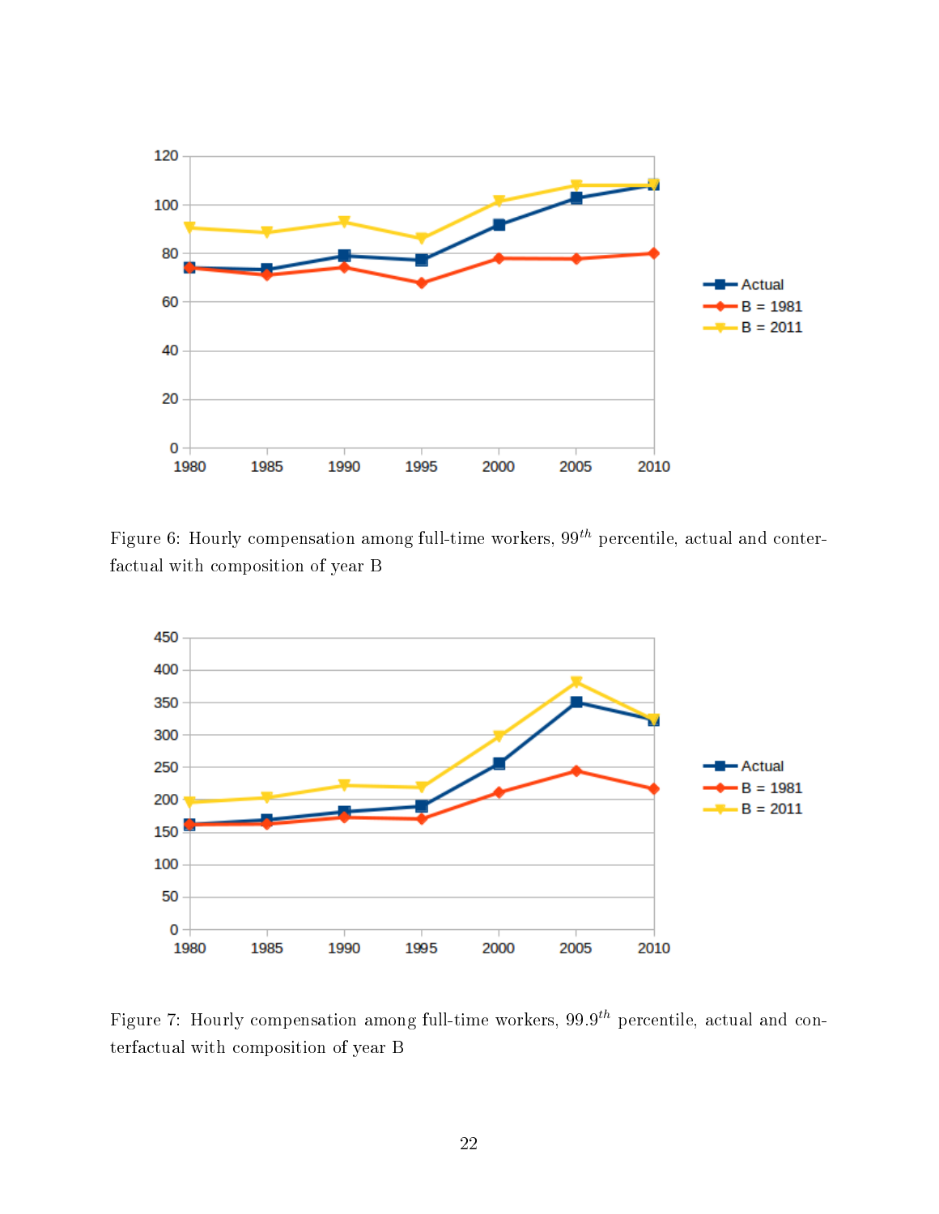Figure 6: Hourly compensation among full-time workers, $99^{th}$ percentile, actual and conterfactual with composition of year B

Figure 7: Hourly compensation among full-time workers, $99.9^{th}$ percentile, actual and conterfactual with composition of year B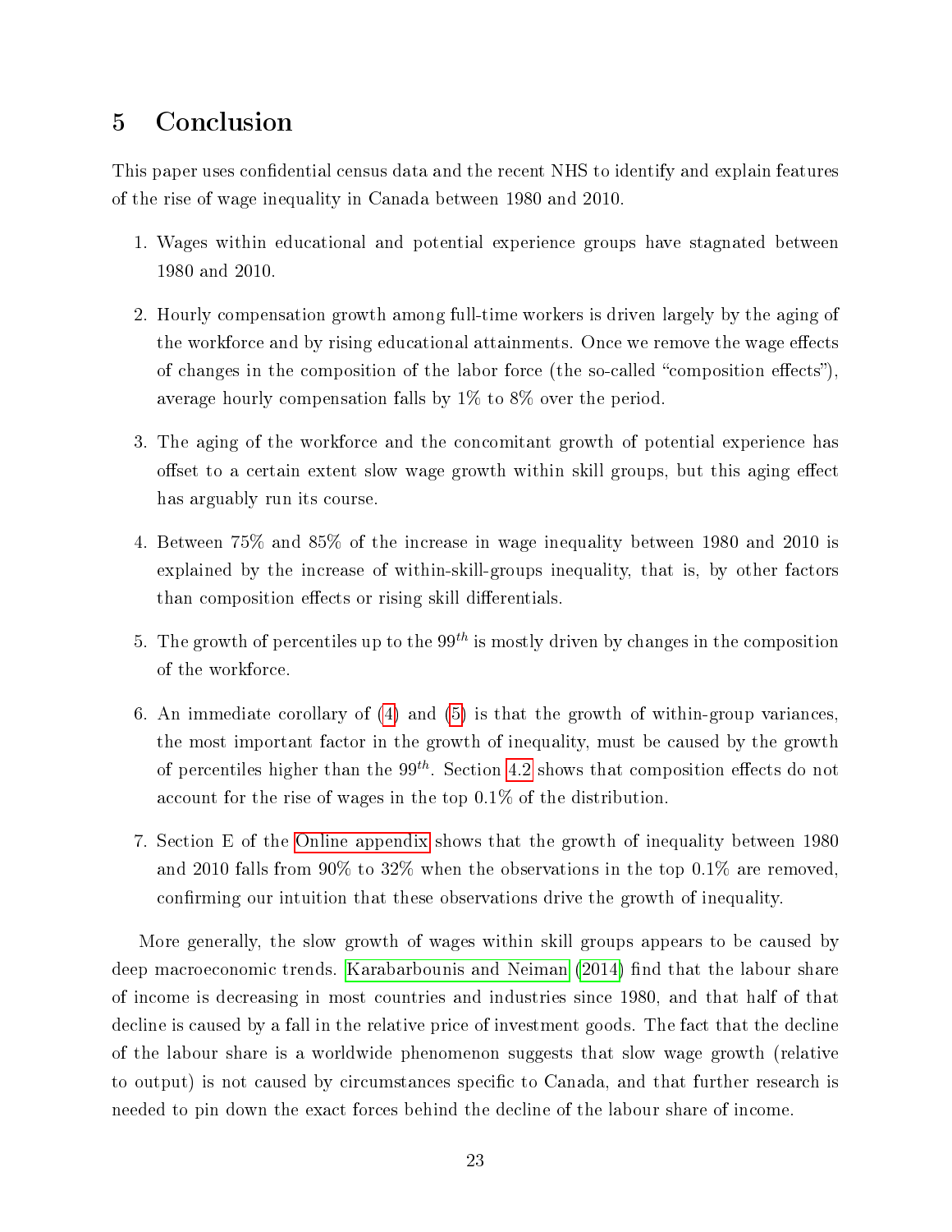## 5 Conclusion

This paper uses confidential census data and the recent NHS to identify and explain features of the rise of wage inequality in Canada between 1980 and 2010.

1. Wages within educational and potential experience groups have stagnated between 1980 and 2010.

2. Hourly compensation growth among full-time workers is driven largely by the aging of the workforce and by rising educational attainments. Once we remove the wage effects of changes in the composition of the labor force (the so-called "composition effects"), average hourly compensation falls by 1% to 8% over the period.

3. The aging of the workforce and the concomitant growth of potential experience has offset to a certain extent slow wage growth within skill groups, but this aging effect has arguably run its course.

4. Between 75% and 85% of the increase in wage inequality between 1980 and 2010 is explained by the increase of within-skill-groups inequality, that is, by other factors than composition effects or rising skill differentials.

5. The growth of percentiles up to the $99^{th}$ is mostly driven by changes in the composition of the workforce.

6. An immediate corollary of (4) and (5) is that the growth of within-group variances, the most important factor in the growth of inequality, must be caused by the growth of percentiles higher than the $99^{th}$. Section 4.2 shows that composition effects do not account for the rise of wages in the top 0.1% of the distribution.

7. Section E of the Online appendix shows that the growth of inequality between 1980 and 2010 falls from 90% to 32% when the observations in the top 0.1% are removed, confirming our intuition that these observations drive the growth of inequality.

More generally, the slow growth of wages within skill groups appears to be caused by deep macroeconomic trends. Karabarbounis and Neiman (2014) find that the labour share of income is decreasing in most countries and industries since 1980, and that half of that decline is caused by a fall in the relative price of investment goods. The fact that the decline of the labour share is a worldwide phenomenon suggests that slow wage growth (relative to output) is not caused by circumstances specific to Canada, and that further research is needed to pin down the exact forces behind the decline of the labour share of income.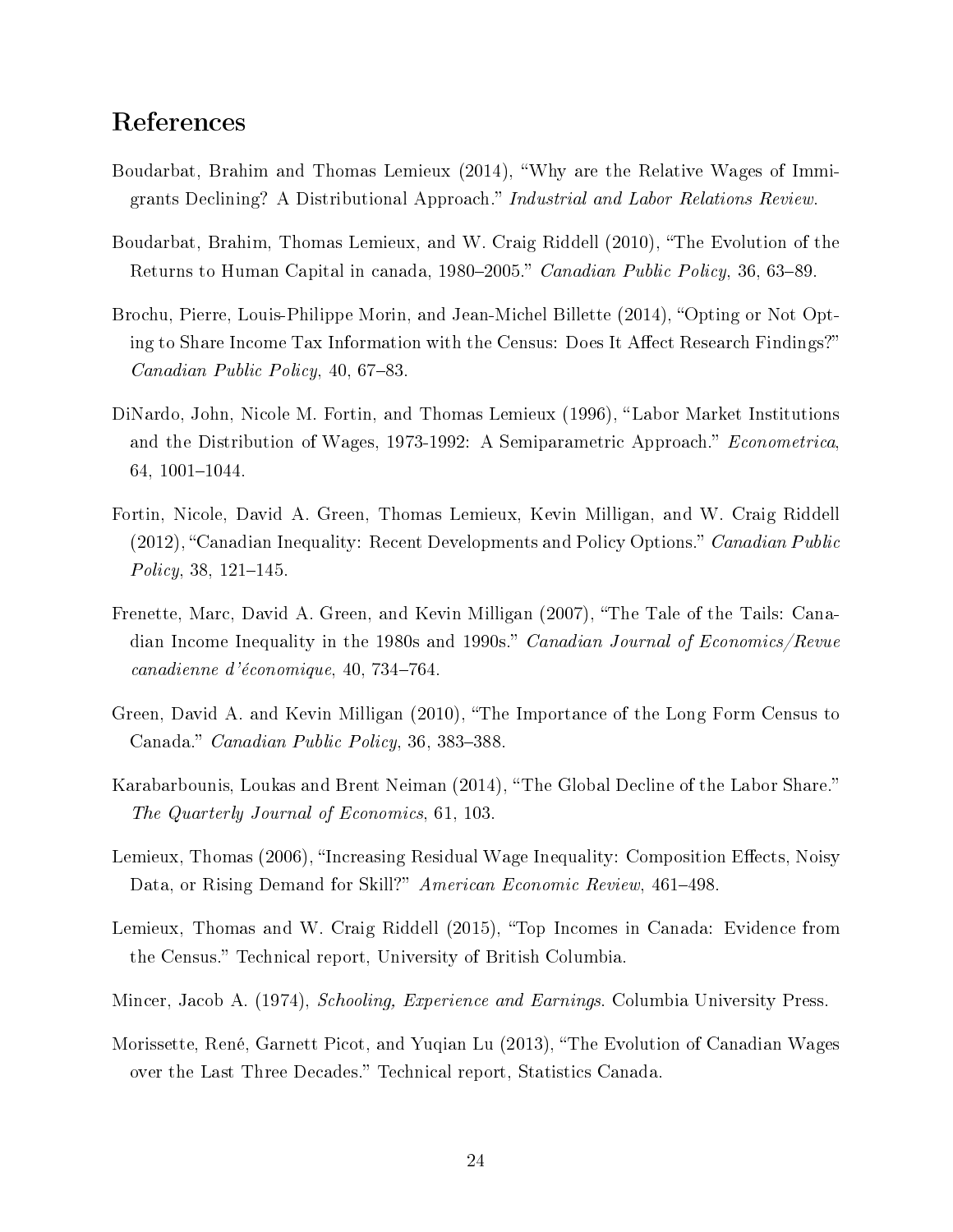## References

Boudarbat, Brahim and Thomas Lemieux (2014), "Why are the Relative Wages of Immigrants Declining? A Distributional Approach." *Industrial and Labor Relations Review*.

Boudarbat, Brahim, Thomas Lemieux, and W. Craig Riddell (2010), "The Evolution of the Returns to Human Capital in canada, 1980–2005." *Canadian Public Policy*, 36, 63–89.

Brochu, Pierre, Louis-Philippe Morin, and Jean-Michel Billette (2014), "Opting or Not Opting to Share Income Tax Information with the Census: Does It Affect Research Findings?" *Canadian Public Policy*, 40, 67–83.

DiNardo, John, Nicole M. Fortin, and Thomas Lemieux (1996), "Labor Market Institutions and the Distribution of Wages, 1973-1992: A Semiparametric Approach." *Econometrica*, 64, 1001–1044.

Fortin, Nicole, David A. Green, Thomas Lemieux, Kevin Milligan, and W. Craig Riddell (2012), "Canadian Inequality: Recent Developments and Policy Options." *Canadian Public Policy*, 38, 121–145.

Frenette, Marc, David A. Green, and Kevin Milligan (2007), "The Tale of the Tails: Canadian Income Inequality in the 1980s and 1990s." *Canadian Journal of Economics/Revue canadienne d'économique*, 40, 734–764.

Green, David A. and Kevin Milligan (2010), "The Importance of the Long Form Census to Canada." *Canadian Public Policy*, 36, 383–388.

Karabarbounis, Loukas and Brent Neiman (2014), "The Global Decline of the Labor Share." *The Quarterly Journal of Economics*, 61, 103.

Lemieux, Thomas (2006), "Increasing Residual Wage Inequality: Composition Effects, Noisy Data, or Rising Demand for Skill?" *American Economic Review*, 461–498.

Lemieux, Thomas and W. Craig Riddell (2015), "Top Incomes in Canada: Evidence from the Census." Technical report, University of British Columbia.

Mincer, Jacob A. (1974), *Schooling, Experience and Earnings*. Columbia University Press.

Morissette, René, Garnett Picot, and Yuqian Lu (2013), "The Evolution of Canadian Wages over the Last Three Decades." Technical report, Statistics Canada.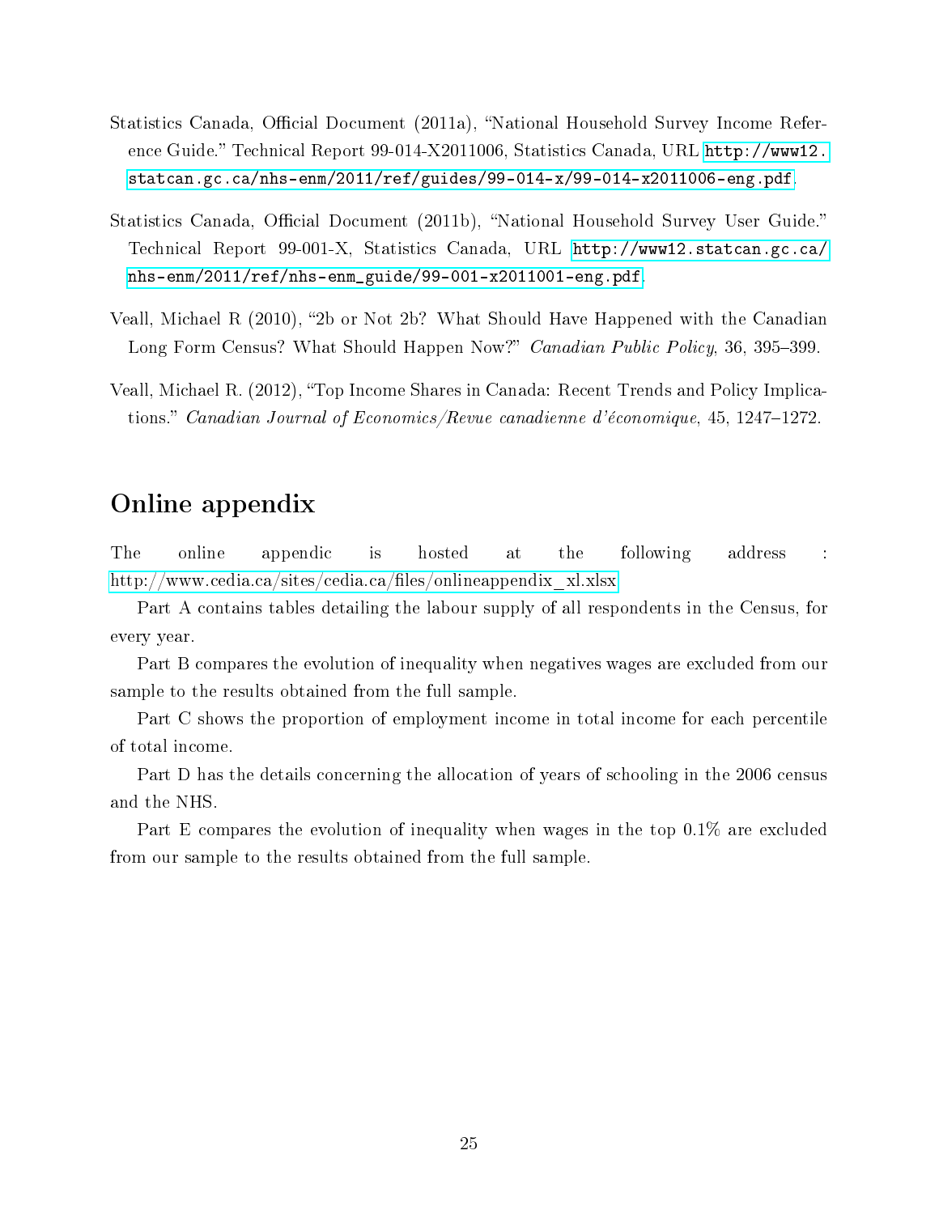Statistics Canada, Official Document (2011a), "National Household Survey Income Reference Guide." Technical Report 99-014-X2011006, Statistics Canada, URL http://www12.statcan.gc.ca/nhs-enm/2011/ref/guides/99-014-x/99-014-x2011006-eng.pdf.

Statistics Canada, Official Document (2011b), "National Household Survey User Guide." Technical Report 99-001-X, Statistics Canada, URL http://www12.statcan.gc.ca/nhs-enm/2011/ref/nhs-enm_guide/99-001-x2011001-eng.pdf.

Veall, Michael R (2010), "2b or Not 2b? What Should Have Happened with the Canadian Long Form Census? What Should Happen Now?" *Canadian Public Policy*, 36, 395–399.

Veall, Michael R. (2012), "Top Income Shares in Canada: Recent Trends and Policy Implications." *Canadian Journal of Economics/Revue canadienne d'économique*, 45, 1247–1272.

## Online appendix

The online appendic is hosted at the following address : http://www.cedia.ca/sites/cedia.ca/files/onlineappendix_xl.xlsx

Part A contains tables detailing the labour supply of all respondents in the Census, for every year.

Part B compares the evolution of inequality when negatives wages are excluded from our sample to the results obtained from the full sample.

Part C shows the proportion of employment income in total income for each percentile of total income.

Part D has the details concerning the allocation of years of schooling in the 2006 census and the NHS.

Part E compares the evolution of inequality when wages in the top 0.1% are excluded from our sample to the results obtained from the full sample.